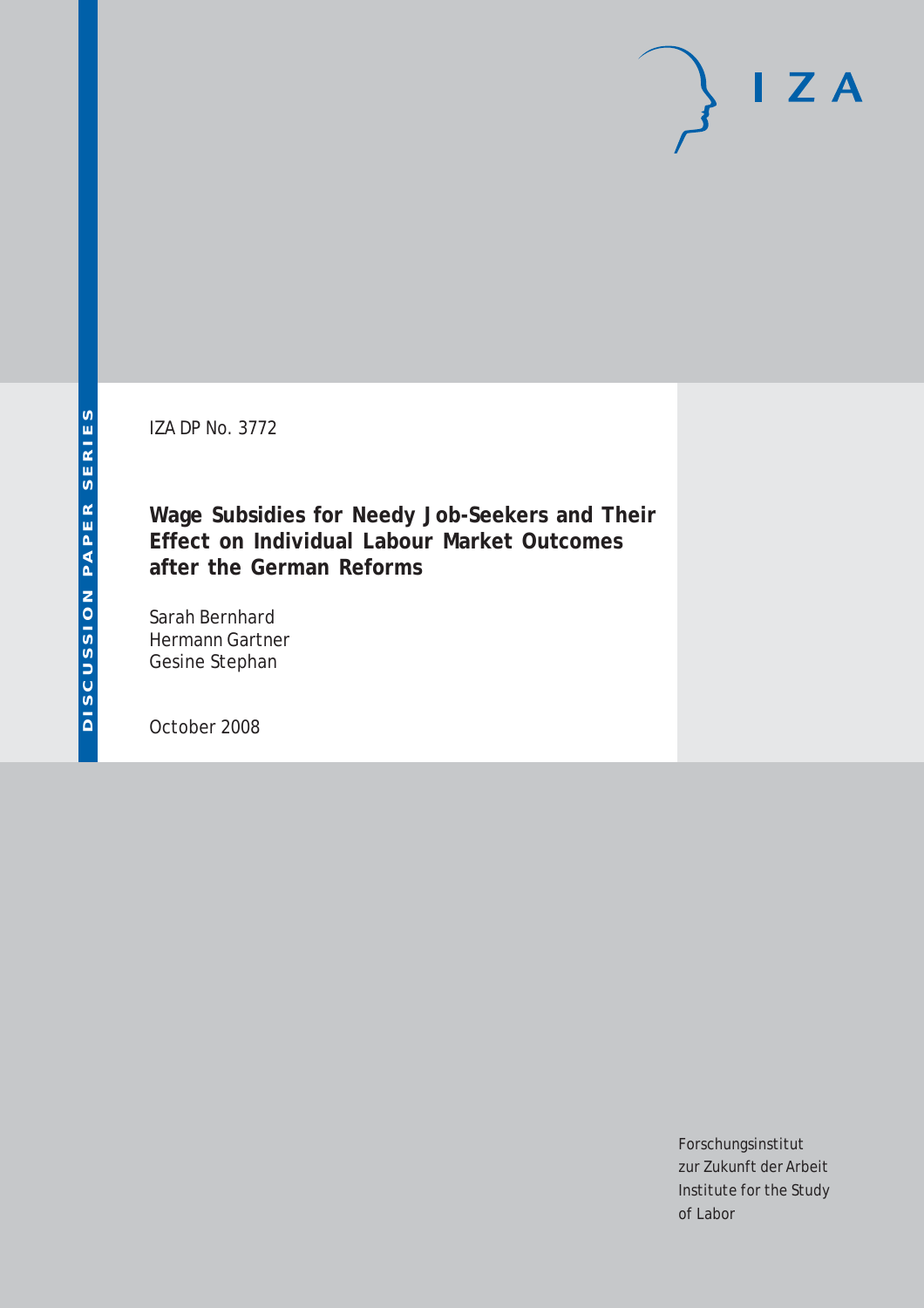DISCUSSION PAPER SERIES

IZA

IZA DP No. 3772

# Wage Subsidies for Needy Job-Seekers and Their Effect on Individual Labour Market Outcomes after the German Reforms

Sarah Bernhard
Hermann Gartner
Gesine Stephan

October 2008

Forschungsinstitut
zur Zukunft der Arbeit
Institute for the Study
of Labor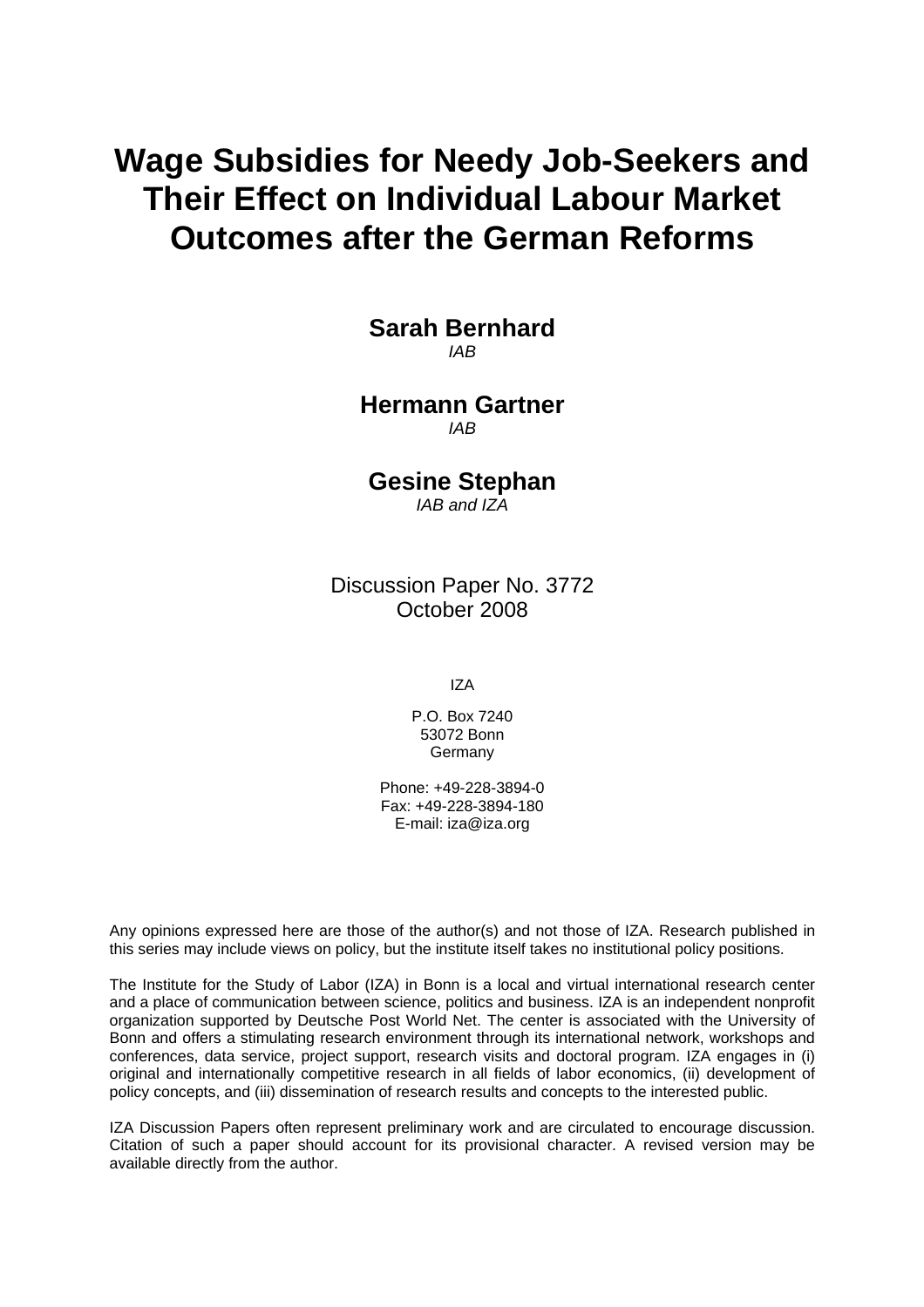# Wage Subsidies for Needy Job-Seekers and Their Effect on Individual Labour Market Outcomes after the German Reforms

**Sarah Bernhard**
*IAB*

**Hermann Gartner**
*IAB*

**Gesine Stephan**
*IAB and IZA*

Discussion Paper No. 3772
October 2008

IZA

P.O. Box 7240
53072 Bonn
Germany

Phone: +49-228-3894-0
Fax: +49-228-3894-180
E-mail: iza@iza.org

Any opinions expressed here are those of the author(s) and not those of IZA. Research published in this series may include views on policy, but the institute itself takes no institutional policy positions.

The Institute for the Study of Labor (IZA) in Bonn is a local and virtual international research center and a place of communication between science, politics and business. IZA is an independent nonprofit organization supported by Deutsche Post World Net. The center is associated with the University of Bonn and offers a stimulating research environment through its international network, workshops and conferences, data service, project support, research visits and doctoral program. IZA engages in (i) original and internationally competitive research in all fields of labor economics, (ii) development of policy concepts, and (iii) dissemination of research results and concepts to the interested public.

IZA Discussion Papers often represent preliminary work and are circulated to encourage discussion. Citation of such a paper should account for its provisional character. A revised version may be available directly from the author.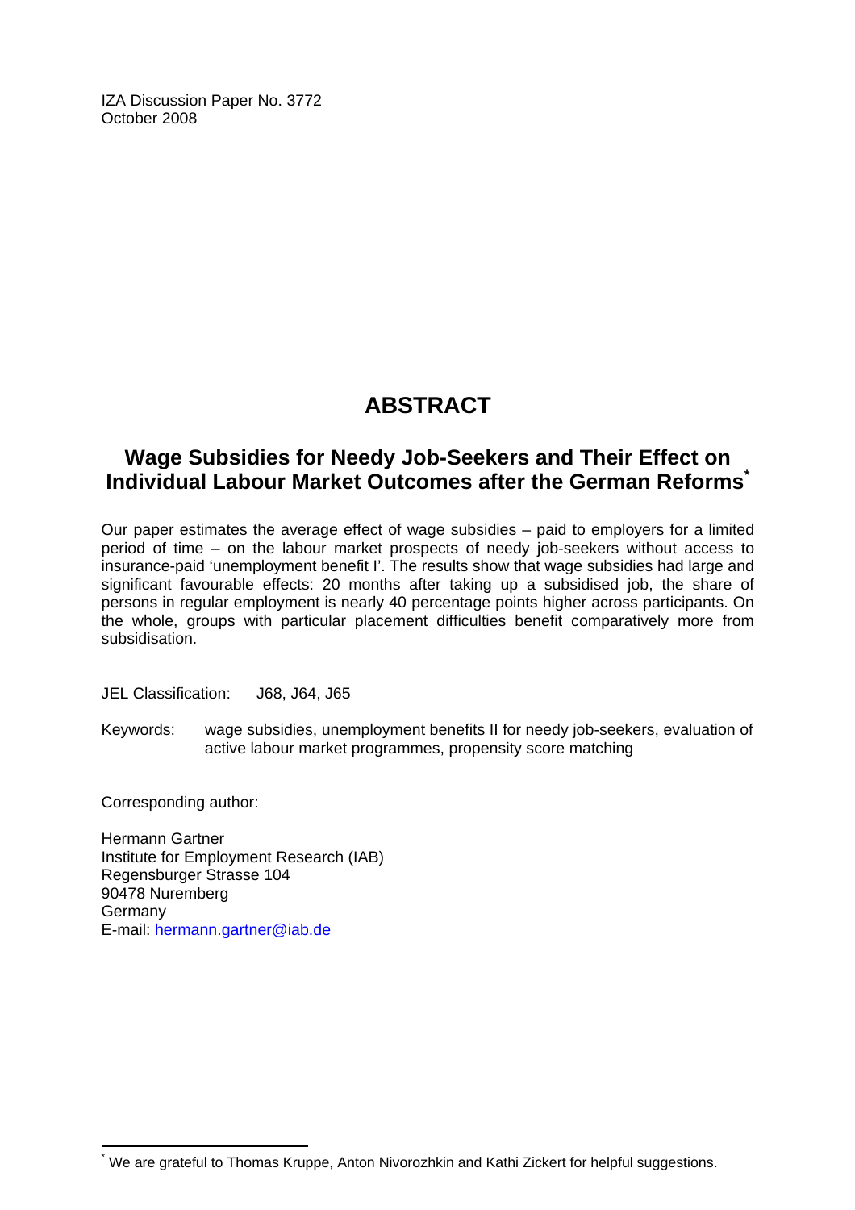IZA Discussion Paper No. 3772
October 2008

# ABSTRACT

## Wage Subsidies for Needy Job-Seekers and Their Effect on Individual Labour Market Outcomes after the German Reforms[*]

Our paper estimates the average effect of wage subsidies – paid to employers for a limited period of time – on the labour market prospects of needy job-seekers without access to insurance-paid 'unemployment benefit I'. The results show that wage subsidies had large and significant favourable effects: 20 months after taking up a subsidised job, the share of persons in regular employment is nearly 40 percentage points higher across participants. On the whole, groups with particular placement difficulties benefit comparatively more from subsidisation.

JEL Classification: J68, J64, J65

Keywords: wage subsidies, unemployment benefits II for needy job-seekers, evaluation of active labour market programmes, propensity score matching

Corresponding author:

Hermann Gartner
Institute for Employment Research (IAB)
Regensburger Strasse 104
90478 Nuremberg
Germany
E-mail: hermann.gartner@iab.de

[*] We are grateful to Thomas Kruppe, Anton Nivorozhkin and Kathi Zickert for helpful suggestions.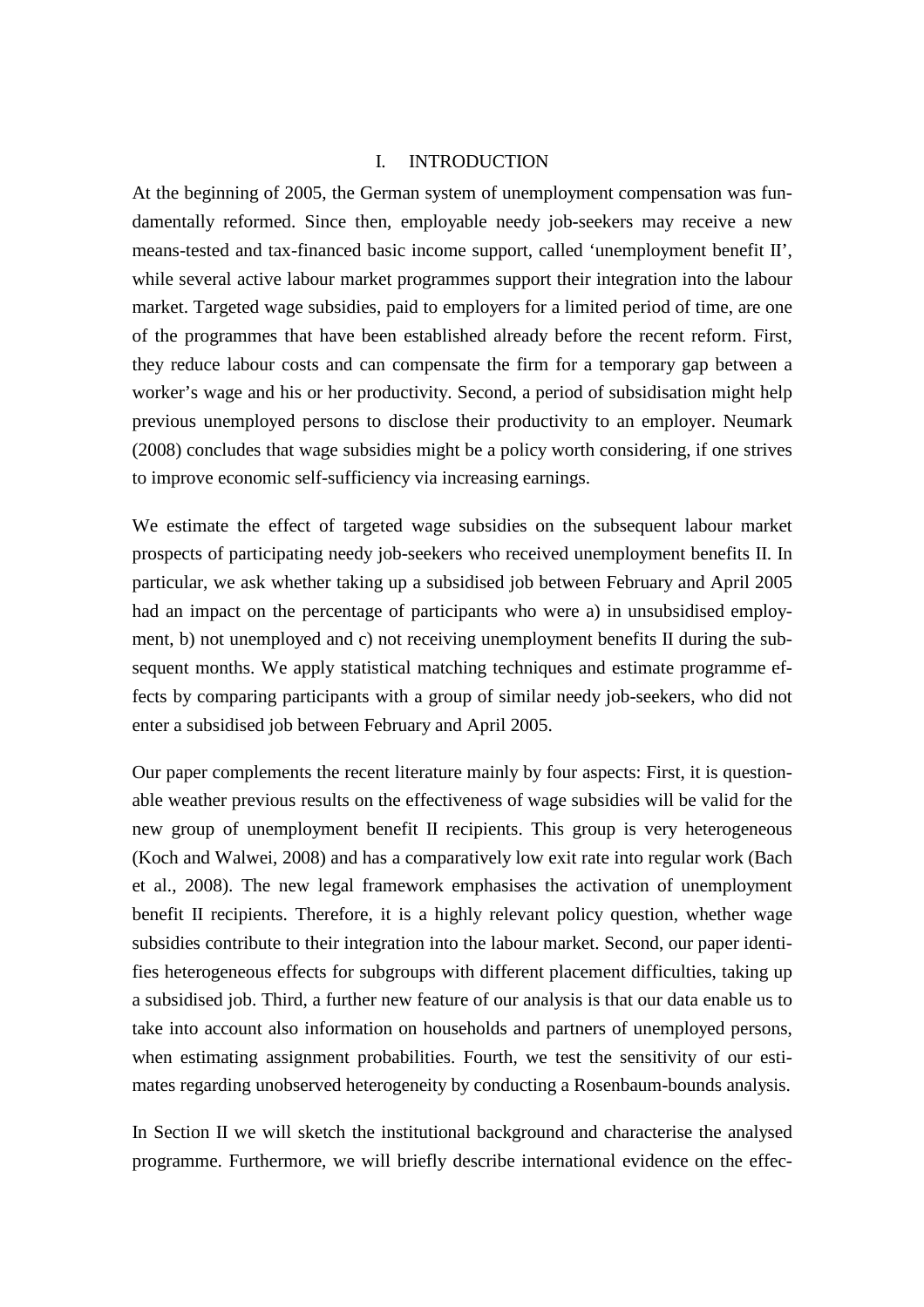# I. INTRODUCTION

At the beginning of 2005, the German system of unemployment compensation was fundamentally reformed. Since then, employable needy job-seekers may receive a new means-tested and tax-financed basic income support, called 'unemployment benefit II', while several active labour market programmes support their integration into the labour market. Targeted wage subsidies, paid to employers for a limited period of time, are one of the programmes that have been established already before the recent reform. First, they reduce labour costs and can compensate the firm for a temporary gap between a worker's wage and his or her productivity. Second, a period of subsidisation might help previous unemployed persons to disclose their productivity to an employer. Neumark (2008) concludes that wage subsidies might be a policy worth considering, if one strives to improve economic self-sufficiency via increasing earnings.

We estimate the effect of targeted wage subsidies on the subsequent labour market prospects of participating needy job-seekers who received unemployment benefits II. In particular, we ask whether taking up a subsidised job between February and April 2005 had an impact on the percentage of participants who were a) in unsubsidised employment, b) not unemployed and c) not receiving unemployment benefits II during the subsequent months. We apply statistical matching techniques and estimate programme effects by comparing participants with a group of similar needy job-seekers, who did not enter a subsidised job between February and April 2005.

Our paper complements the recent literature mainly by four aspects: First, it is questionable weather previous results on the effectiveness of wage subsidies will be valid for the new group of unemployment benefit II recipients. This group is very heterogeneous (Koch and Walwei, 2008) and has a comparatively low exit rate into regular work (Bach et al., 2008). The new legal framework emphasises the activation of unemployment benefit II recipients. Therefore, it is a highly relevant policy question, whether wage subsidies contribute to their integration into the labour market. Second, our paper identifies heterogeneous effects for subgroups with different placement difficulties, taking up a subsidised job. Third, a further new feature of our analysis is that our data enable us to take into account also information on households and partners of unemployed persons, when estimating assignment probabilities. Fourth, we test the sensitivity of our estimates regarding unobserved heterogeneity by conducting a Rosenbaum-bounds analysis.

In Section II we will sketch the institutional background and characterise the analysed programme. Furthermore, we will briefly describe international evidence on the effec-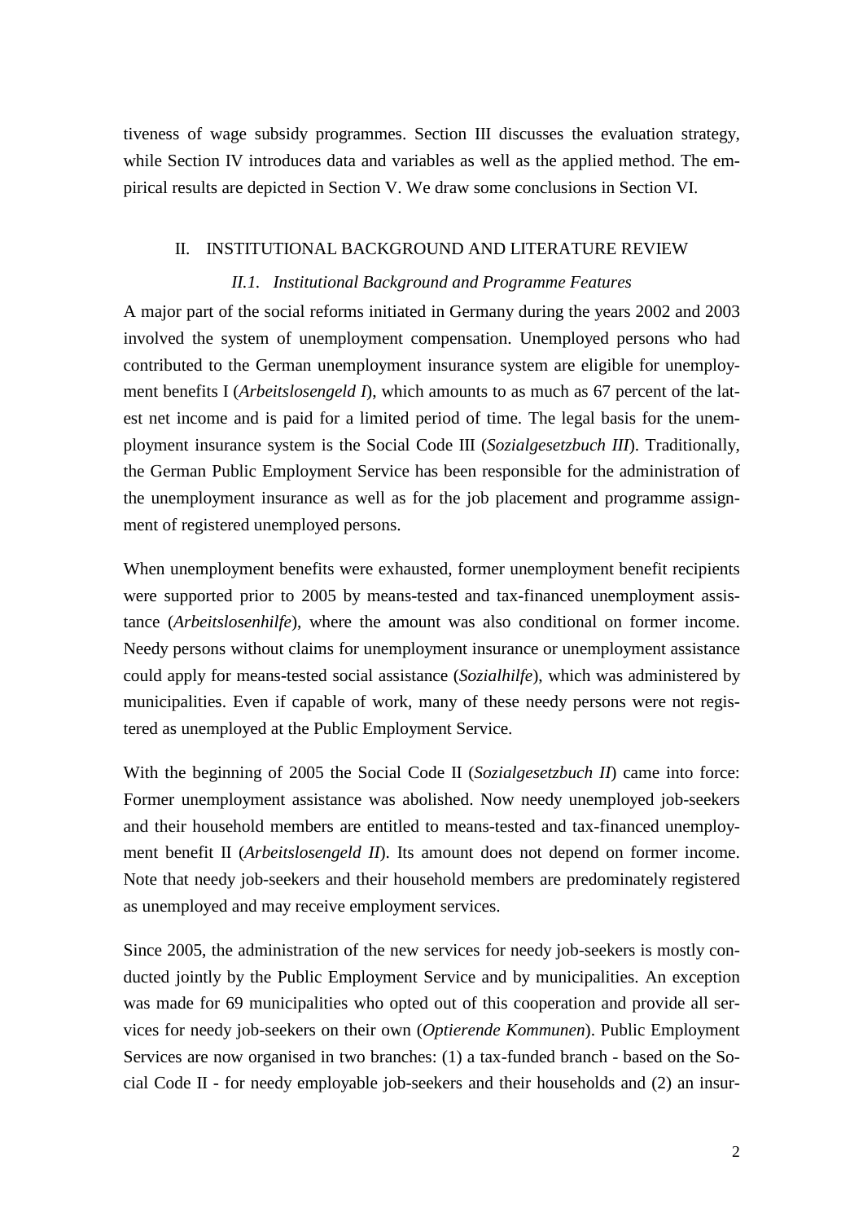tiveness of wage subsidy programmes. Section III discusses the evaluation strategy, while Section IV introduces data and variables as well as the applied method. The empirical results are depicted in Section V. We draw some conclusions in Section VI.

## II. INSTITUTIONAL BACKGROUND AND LITERATURE REVIEW

### *II.1. Institutional Background and Programme Features*

A major part of the social reforms initiated in Germany during the years 2002 and 2003 involved the system of unemployment compensation. Unemployed persons who had contributed to the German unemployment insurance system are eligible for unemployment benefits I (*Arbeitslosengeld I*), which amounts to as much as 67 percent of the latest net income and is paid for a limited period of time. The legal basis for the unemployment insurance system is the Social Code III (*Sozialgesetzbuch III*). Traditionally, the German Public Employment Service has been responsible for the administration of the unemployment insurance as well as for the job placement and programme assignment of registered unemployed persons.

When unemployment benefits were exhausted, former unemployment benefit recipients were supported prior to 2005 by means-tested and tax-financed unemployment assistance (*Arbeitslosenhilfe*), where the amount was also conditional on former income. Needy persons without claims for unemployment insurance or unemployment assistance could apply for means-tested social assistance (*Sozialhilfe*), which was administered by municipalities. Even if capable of work, many of these needy persons were not registered as unemployed at the Public Employment Service.

With the beginning of 2005 the Social Code II (*Sozialgesetzbuch II*) came into force: Former unemployment assistance was abolished. Now needy unemployed job-seekers and their household members are entitled to means-tested and tax-financed unemployment benefit II (*Arbeitslosengeld II*). Its amount does not depend on former income. Note that needy job-seekers and their household members are predominately registered as unemployed and may receive employment services.

Since 2005, the administration of the new services for needy job-seekers is mostly conducted jointly by the Public Employment Service and by municipalities. An exception was made for 69 municipalities who opted out of this cooperation and provide all services for needy job-seekers on their own (*Optierende Kommunen*). Public Employment Services are now organised in two branches: (1) a tax-funded branch - based on the Social Code II - for needy employable job-seekers and their households and (2) an insur-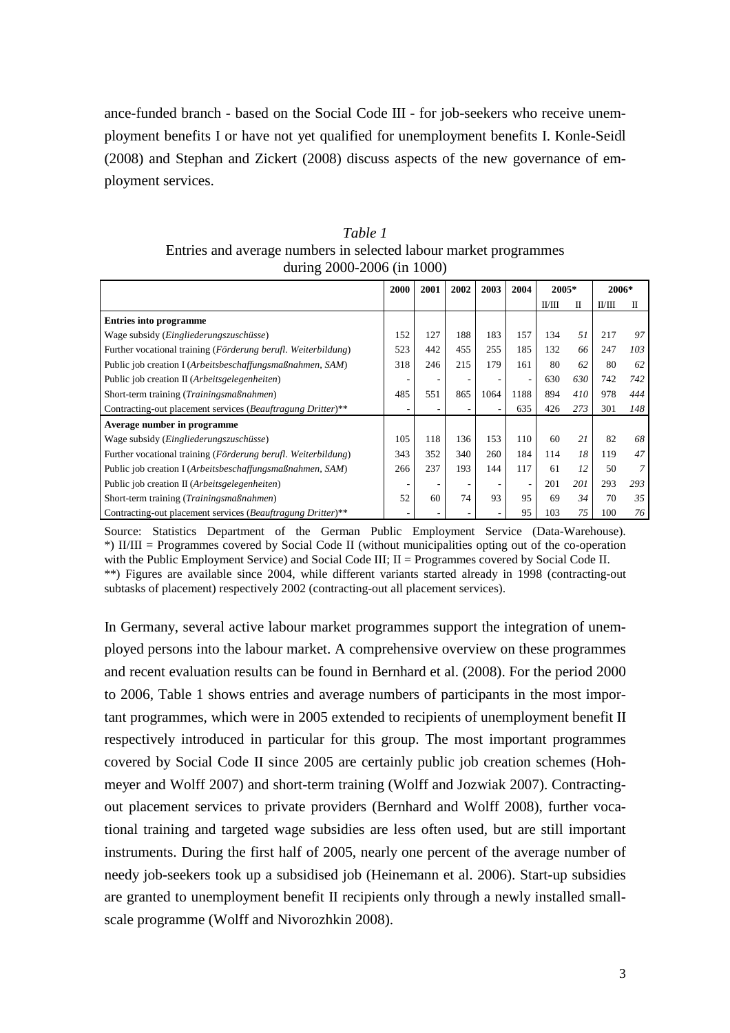ance-funded branch - based on the Social Code III - for job-seekers who receive unemployment benefits I or have not yet qualified for unemployment benefits I. Konle-Seidl (2008) and Stephan and Zickert (2008) discuss aspects of the new governance of employment services.

*Table 1*
Entries and average numbers in selected labour market programmes during 2000-2006 (in 1000)

| | 2000 | 2001 | 2002 | 2003 | 2004 | 2005* | | 2006* | |
|---|---|---|---|---|---|---|---|---|---|
| | | | | | | II/III | II | II/III | II |
| **Entries into programme** | | | | | | | | | |
| Wage subsidy (*Eingliederungszuschüsse*) | 152 | 127 | 188 | 183 | 157 | 134 | *51* | 217 | *97* |
| Further vocational training (*Förderung berufl. Weiterbildung*) | 523 | 442 | 455 | 255 | 185 | 132 | *66* | 247 | *103* |
| Public job creation I (*Arbeitsbeschaffungsmaßnahmen, SAM*) | 318 | 246 | 215 | 179 | 161 | 80 | *62* | 80 | *62* |
| Public job creation II (*Arbeitsgelegenheiten*) | - | - | - | - | - | 630 | *630* | 742 | *742* |
| Short-term training (*Trainingsmaßnahmen*) | 485 | 551 | 865 | 1064 | 1188 | 894 | *410* | 978 | *444* |
| Contracting-out placement services (*Beauftragung Dritter*)** | - | - | - | - | 635 | 426 | *273* | 301 | *148* |
| **Average number in programme** | | | | | | | | | |
| Wage subsidy (*Eingliederungszuschüsse*) | 105 | 118 | 136 | 153 | 110 | 60 | *21* | 82 | *68* |
| Further vocational training (*Förderung berufl. Weiterbildung*) | 343 | 352 | 340 | 260 | 184 | 114 | *18* | 119 | *47* |
| Public job creation I (*Arbeitsbeschaffungsmaßnahmen, SAM*) | 266 | 237 | 193 | 144 | 117 | 61 | *12* | 50 | *7* |
| Public job creation II (*Arbeitsgelegenheiten*) | - | - | - | - | - | 201 | *201* | 293 | *293* |
| Short-term training (*Trainingsmaßnahmen*) | 52 | 60 | 74 | 93 | 95 | 69 | *34* | 70 | *35* |
| Contracting-out placement services (*Beauftragung Dritter*)** | - | - | - | - | 95 | 103 | *75* | 100 | *76* |

Source: Statistics Department of the German Public Employment Service (Data-Warehouse).
*) II/III = Programmes covered by Social Code II (without municipalities opting out of the co-operation with the Public Employment Service) and Social Code III; II = Programmes covered by Social Code II.
**) Figures are available since 2004, while different variants started already in 1998 (contracting-out subtasks of placement) respectively 2002 (contracting-out all placement services).

In Germany, several active labour market programmes support the integration of unemployed persons into the labour market. A comprehensive overview on these programmes and recent evaluation results can be found in Bernhard et al. (2008). For the period 2000 to 2006, Table 1 shows entries and average numbers of participants in the most important programmes, which were in 2005 extended to recipients of unemployment benefit II respectively introduced in particular for this group. The most important programmes covered by Social Code II since 2005 are certainly public job creation schemes (Hohmeyer and Wolff 2007) and short-term training (Wolff and Jozwiak 2007). Contracting-out placement services to private providers (Bernhard and Wolff 2008), further vocational training and targeted wage subsidies are less often used, but are still important instruments. During the first half of 2005, nearly one percent of the average number of needy job-seekers took up a subsidised job (Heinemann et al. 2006). Start-up subsidies are granted to unemployment benefit II recipients only through a newly installed small-scale programme (Wolff and Nivorozhkin 2008).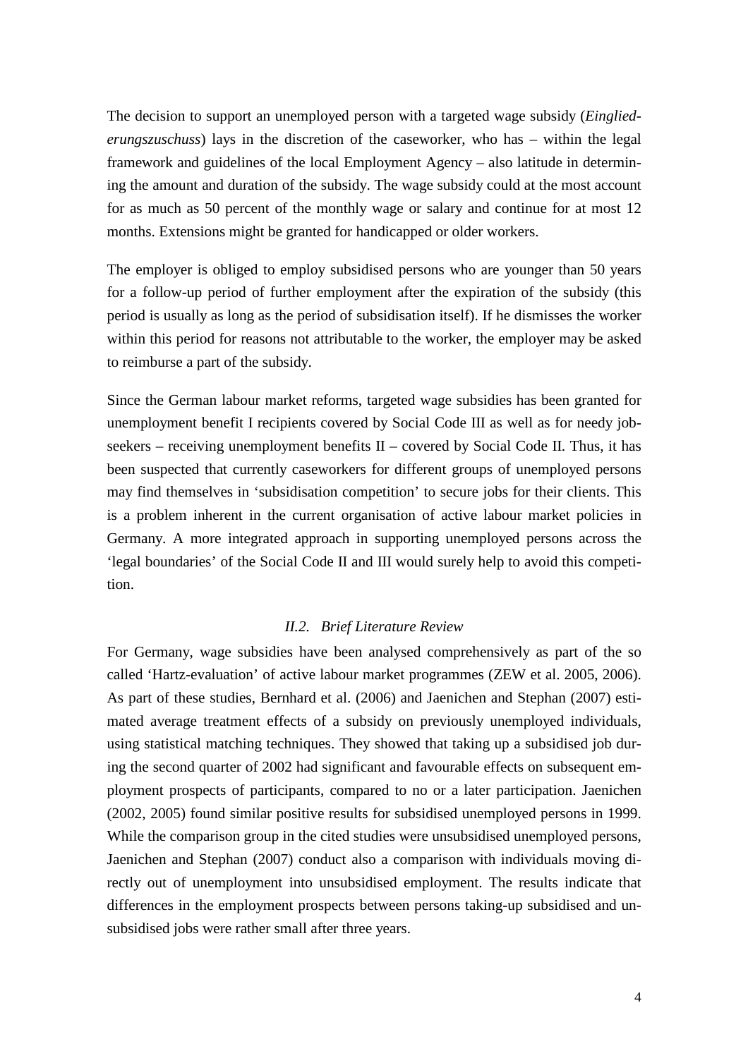The decision to support an unemployed person with a targeted wage subsidy (*Eingliederungszuschuss*) lays in the discretion of the caseworker, who has – within the legal framework and guidelines of the local Employment Agency – also latitude in determining the amount and duration of the subsidy. The wage subsidy could at the most account for as much as 50 percent of the monthly wage or salary and continue for at most 12 months. Extensions might be granted for handicapped or older workers.

The employer is obliged to employ subsidised persons who are younger than 50 years for a follow-up period of further employment after the expiration of the subsidy (this period is usually as long as the period of subsidisation itself). If he dismisses the worker within this period for reasons not attributable to the worker, the employer may be asked to reimburse a part of the subsidy.

Since the German labour market reforms, targeted wage subsidies has been granted for unemployment benefit I recipients covered by Social Code III as well as for needy job-seekers – receiving unemployment benefits II – covered by Social Code II. Thus, it has been suspected that currently caseworkers for different groups of unemployed persons may find themselves in 'subsidisation competition' to secure jobs for their clients. This is a problem inherent in the current organisation of active labour market policies in Germany. A more integrated approach in supporting unemployed persons across the 'legal boundaries' of the Social Code II and III would surely help to avoid this competition.

### *II.2. Brief Literature Review*

For Germany, wage subsidies have been analysed comprehensively as part of the so called 'Hartz-evaluation' of active labour market programmes (ZEW et al. 2005, 2006). As part of these studies, Bernhard et al. (2006) and Jaenichen and Stephan (2007) estimated average treatment effects of a subsidy on previously unemployed individuals, using statistical matching techniques. They showed that taking up a subsidised job during the second quarter of 2002 had significant and favourable effects on subsequent employment prospects of participants, compared to no or a later participation. Jaenichen (2002, 2005) found similar positive results for subsidised unemployed persons in 1999. While the comparison group in the cited studies were unsubsidised unemployed persons, Jaenichen and Stephan (2007) conduct also a comparison with individuals moving directly out of unemployment into unsubsidised employment. The results indicate that differences in the employment prospects between persons taking-up subsidised and unsubsidised jobs were rather small after three years.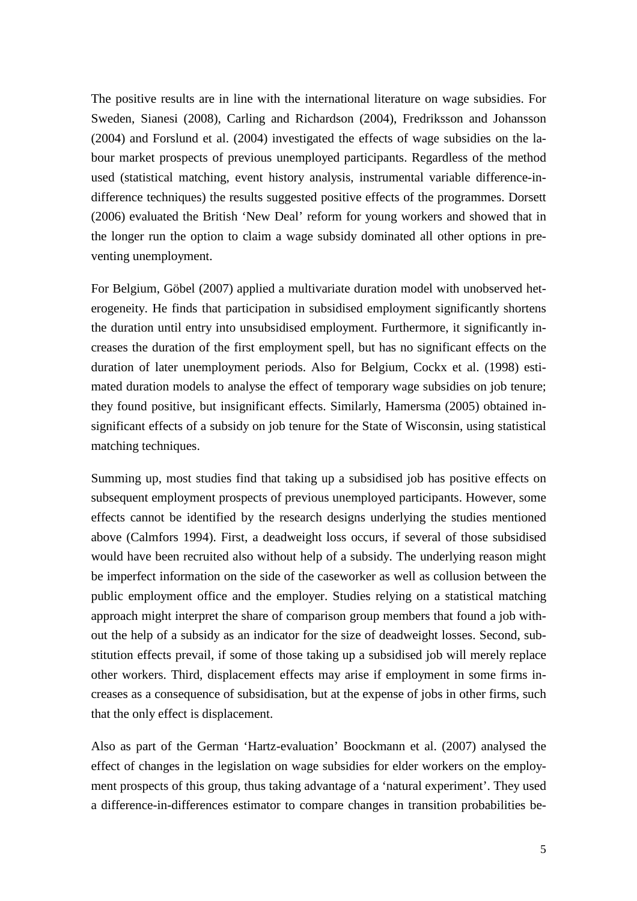The positive results are in line with the international literature on wage subsidies. For Sweden, Sianesi (2008), Carling and Richardson (2004), Fredriksson and Johansson (2004) and Forslund et al. (2004) investigated the effects of wage subsidies on the labour market prospects of previous unemployed participants. Regardless of the method used (statistical matching, event history analysis, instrumental variable difference-in-difference techniques) the results suggested positive effects of the programmes. Dorsett (2006) evaluated the British 'New Deal' reform for young workers and showed that in the longer run the option to claim a wage subsidy dominated all other options in preventing unemployment.

For Belgium, Göbel (2007) applied a multivariate duration model with unobserved heterogeneity. He finds that participation in subsidised employment significantly shortens the duration until entry into unsubsidised employment. Furthermore, it significantly increases the duration of the first employment spell, but has no significant effects on the duration of later unemployment periods. Also for Belgium, Cockx et al. (1998) estimated duration models to analyse the effect of temporary wage subsidies on job tenure; they found positive, but insignificant effects. Similarly, Hamersma (2005) obtained insignificant effects of a subsidy on job tenure for the State of Wisconsin, using statistical matching techniques.

Summing up, most studies find that taking up a subsidised job has positive effects on subsequent employment prospects of previous unemployed participants. However, some effects cannot be identified by the research designs underlying the studies mentioned above (Calmfors 1994). First, a deadweight loss occurs, if several of those subsidised would have been recruited also without help of a subsidy. The underlying reason might be imperfect information on the side of the caseworker as well as collusion between the public employment office and the employer. Studies relying on a statistical matching approach might interpret the share of comparison group members that found a job without the help of a subsidy as an indicator for the size of deadweight losses. Second, substitution effects prevail, if some of those taking up a subsidised job will merely replace other workers. Third, displacement effects may arise if employment in some firms increases as a consequence of subsidisation, but at the expense of jobs in other firms, such that the only effect is displacement.

Also as part of the German 'Hartz-evaluation' Boockmann et al. (2007) analysed the effect of changes in the legislation on wage subsidies for elder workers on the employment prospects of this group, thus taking advantage of a 'natural experiment'. They used a difference-in-differences estimator to compare changes in transition probabilities be-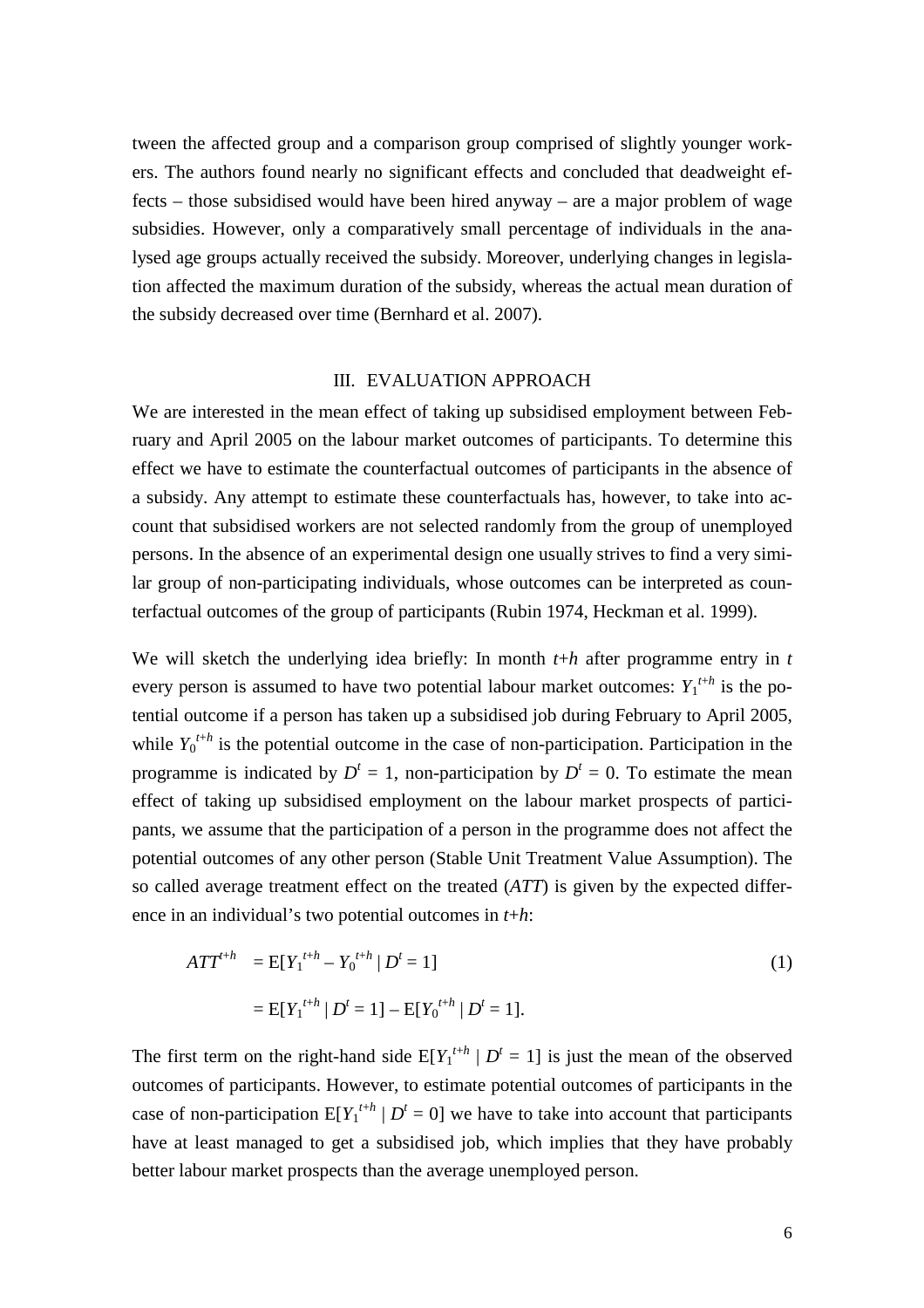tween the affected group and a comparison group comprised of slightly younger workers. The authors found nearly no significant effects and concluded that deadweight effects – those subsidised would have been hired anyway – are a major problem of wage subsidies. However, only a comparatively small percentage of individuals in the analysed age groups actually received the subsidy. Moreover, underlying changes in legislation affected the maximum duration of the subsidy, whereas the actual mean duration of the subsidy decreased over time (Bernhard et al. 2007).

## III. EVALUATION APPROACH

We are interested in the mean effect of taking up subsidised employment between February and April 2005 on the labour market outcomes of participants. To determine this effect we have to estimate the counterfactual outcomes of participants in the absence of a subsidy. Any attempt to estimate these counterfactuals has, however, to take into account that subsidised workers are not selected randomly from the group of unemployed persons. In the absence of an experimental design one usually strives to find a very similar group of non-participating individuals, whose outcomes can be interpreted as counterfactual outcomes of the group of participants (Rubin 1974, Heckman et al. 1999).

We will sketch the underlying idea briefly: In month $t+h$ after programme entry in $t$ every person is assumed to have two potential labour market outcomes: $Y_1^{t+h}$ is the potential outcome if a person has taken up a subsidised job during February to April 2005, while $Y_0^{t+h}$ is the potential outcome in the case of non-participation. Participation in the programme is indicated by $D^t = 1$, non-participation by $D^t = 0$. To estimate the mean effect of taking up subsidised employment on the labour market prospects of participants, we assume that the participation of a person in the programme does not affect the potential outcomes of any other person (Stable Unit Treatment Value Assumption). The so called average treatment effect on the treated (*ATT*) is given by the expected difference in an individual's two potential outcomes in $t+h$:

$$
\begin{aligned}
ATT^{t+h} &= \mathrm{E}[Y_1^{t+h} - Y_0^{t+h} \mid D^t = 1] \\
&= \mathrm{E}[Y_1^{t+h} \mid D^t = 1] - \mathrm{E}[Y_0^{t+h} \mid D^t = 1].
\end{aligned}
\tag{1}
$$

The first term on the right-hand side $\mathrm{E}[Y_1^{t+h} \mid D^t = 1]$ is just the mean of the observed outcomes of participants. However, to estimate potential outcomes of participants in the case of non-participation $\mathrm{E}[Y_1^{t+h} \mid D^t = 0]$ we have to take into account that participants have at least managed to get a subsidised job, which implies that they have probably better labour market prospects than the average unemployed person.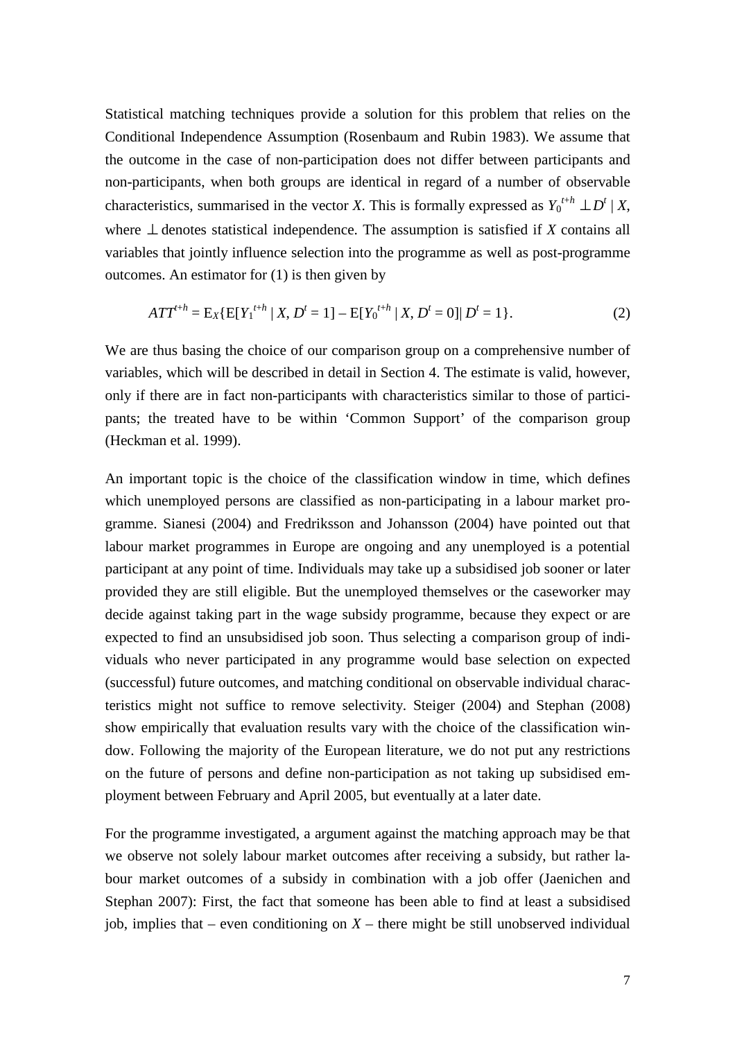Statistical matching techniques provide a solution for this problem that relies on the Conditional Independence Assumption (Rosenbaum and Rubin 1983). We assume that the outcome in the case of non-participation does not differ between participants and non-participants, when both groups are identical in regard of a number of observable characteristics, summarised in the vector $X$. This is formally expressed as $Y_0^{t+h} \perp D^t \mid X$, where $\perp$ denotes statistical independence. The assumption is satisfied if $X$ contains all variables that jointly influence selection into the programme as well as post-programme outcomes. An estimator for (1) is then given by

$$ATT^{t+h} = \mathrm{E}_X\{\mathrm{E}[Y_1^{t+h} \mid X, D^t = 1] - \mathrm{E}[Y_0^{t+h} \mid X, D^t = 0] \mid D^t = 1\}. \tag{2}$$

We are thus basing the choice of our comparison group on a comprehensive number of variables, which will be described in detail in Section 4. The estimate is valid, however, only if there are in fact non-participants with characteristics similar to those of participants; the treated have to be within 'Common Support' of the comparison group (Heckman et al. 1999).

An important topic is the choice of the classification window in time, which defines which unemployed persons are classified as non-participating in a labour market programme. Sianesi (2004) and Fredriksson and Johansson (2004) have pointed out that labour market programmes in Europe are ongoing and any unemployed is a potential participant at any point of time. Individuals may take up a subsidised job sooner or later provided they are still eligible. But the unemployed themselves or the caseworker may decide against taking part in the wage subsidy programme, because they expect or are expected to find an unsubsidised job soon. Thus selecting a comparison group of individuals who never participated in any programme would base selection on expected (successful) future outcomes, and matching conditional on observable individual characteristics might not suffice to remove selectivity. Steiger (2004) and Stephan (2008) show empirically that evaluation results vary with the choice of the classification window. Following the majority of the European literature, we do not put any restrictions on the future of persons and define non-participation as not taking up subsidised employment between February and April 2005, but eventually at a later date.

For the programme investigated, a argument against the matching approach may be that we observe not solely labour market outcomes after receiving a subsidy, but rather labour market outcomes of a subsidy in combination with a job offer (Jaenichen and Stephan 2007): First, the fact that someone has been able to find at least a subsidised job, implies that – even conditioning on $X$ – there might be still unobserved individual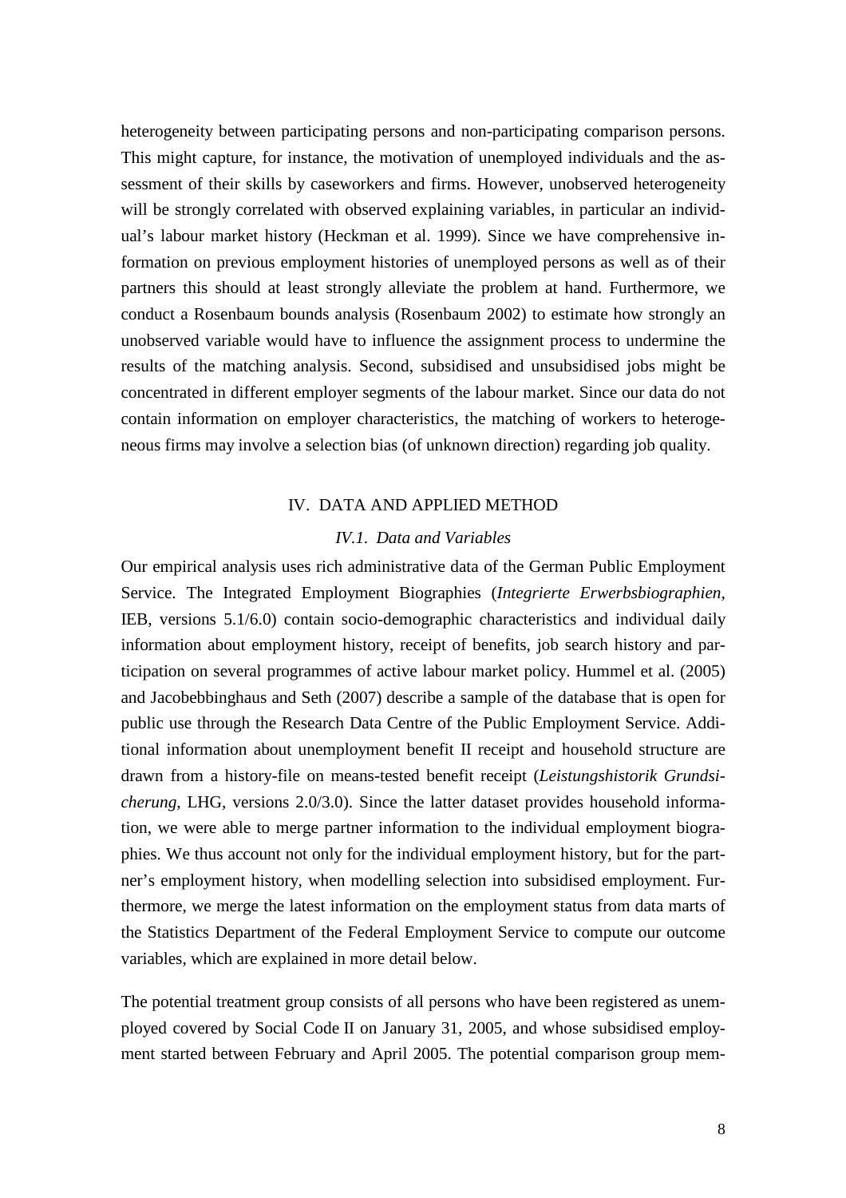heterogeneity between participating persons and non-participating comparison persons. This might capture, for instance, the motivation of unemployed individuals and the assessment of their skills by caseworkers and firms. However, unobserved heterogeneity will be strongly correlated with observed explaining variables, in particular an individual's labour market history (Heckman et al. 1999). Since we have comprehensive information on previous employment histories of unemployed persons as well as of their partners this should at least strongly alleviate the problem at hand. Furthermore, we conduct a Rosenbaum bounds analysis (Rosenbaum 2002) to estimate how strongly an unobserved variable would have to influence the assignment process to undermine the results of the matching analysis. Second, subsidised and unsubsidised jobs might be concentrated in different employer segments of the labour market. Since our data do not contain information on employer characteristics, the matching of workers to heterogeneous firms may involve a selection bias (of unknown direction) regarding job quality.

## IV. DATA AND APPLIED METHOD

### *IV.1. Data and Variables*

Our empirical analysis uses rich administrative data of the German Public Employment Service. The Integrated Employment Biographies (*Integrierte Erwerbsbiographien*, IEB, versions 5.1/6.0) contain socio-demographic characteristics and individual daily information about employment history, receipt of benefits, job search history and participation on several programmes of active labour market policy. Hummel et al. (2005) and Jacobebbinghaus and Seth (2007) describe a sample of the database that is open for public use through the Research Data Centre of the Public Employment Service. Additional information about unemployment benefit II receipt and household structure are drawn from a history-file on means-tested benefit receipt (*Leistungshistorik Grundsicherung*, LHG, versions 2.0/3.0). Since the latter dataset provides household information, we were able to merge partner information to the individual employment biographies. We thus account not only for the individual employment history, but for the partner's employment history, when modelling selection into subsidised employment. Furthermore, we merge the latest information on the employment status from data marts of the Statistics Department of the Federal Employment Service to compute our outcome variables, which are explained in more detail below.

The potential treatment group consists of all persons who have been registered as unemployed covered by Social Code II on January 31, 2005, and whose subsidised employment started between February and April 2005. The potential comparison group mem-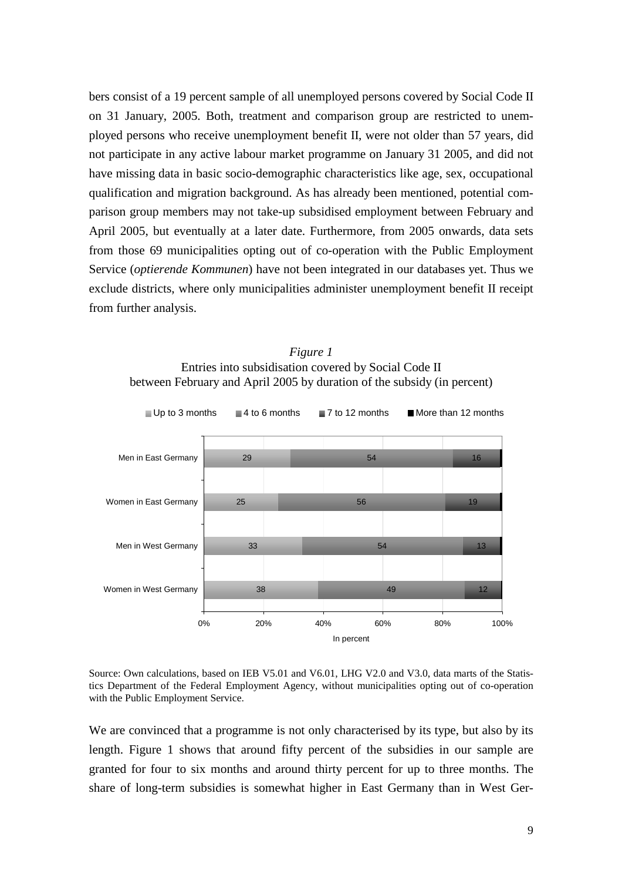bers consist of a 19 percent sample of all unemployed persons covered by Social Code II on 31 January, 2005. Both, treatment and comparison group are restricted to unemployed persons who receive unemployment benefit II, were not older than 57 years, did not participate in any active labour market programme on January 31 2005, and did not have missing data in basic socio-demographic characteristics like age, sex, occupational qualification and migration background. As has already been mentioned, potential comparison group members may not take-up subsidised employment between February and April 2005, but eventually at a later date. Furthermore, from 2005 onwards, data sets from those 69 municipalities opting out of co-operation with the Public Employment Service (*optierende Kommunen*) have not been integrated in our databases yet. Thus we exclude districts, where only municipalities administer unemployment benefit II receipt from further analysis.

*Figure 1*
Entries into subsidisation covered by Social Code II between February and April 2005 by duration of the subsidy (in percent)

| | Up to 3 months | 4 to 6 months | 7 to 12 months | More than 12 months |
|---|---|---|---|---|
| Men in East Germany | 29 | 54 | 16 | |
| Women in East Germany | 25 | 56 | 19 | |
| Men in West Germany | 33 | 54 | 13 | |
| Women in West Germany | 38 | 49 | 12 | |

Source: Own calculations, based on IEB V5.01 and V6.01, LHG V2.0 and V3.0, data marts of the Statistics Department of the Federal Employment Agency, without municipalities opting out of co-operation with the Public Employment Service.

We are convinced that a programme is not only characterised by its type, but also by its length. Figure 1 shows that around fifty percent of the subsidies in our sample are granted for four to six months and around thirty percent for up to three months. The share of long-term subsidies is somewhat higher in East Germany than in West Ger-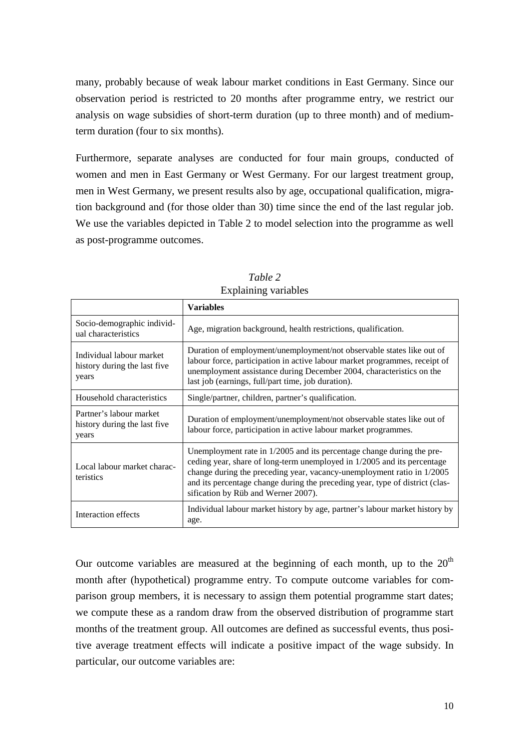many, probably because of weak labour market conditions in East Germany. Since our observation period is restricted to 20 months after programme entry, we restrict our analysis on wage subsidies of short-term duration (up to three month) and of medium-term duration (four to six months).

Furthermore, separate analyses are conducted for four main groups, conducted of women and men in East Germany or West Germany. For our largest treatment group, men in West Germany, we present results also by age, occupational qualification, migration background and (for those older than 30) time since the end of the last regular job. We use the variables depicted in Table 2 to model selection into the programme as well as post-programme outcomes.

*Table 2*
Explaining variables

| | **Variables** |
|---|---|
| Socio-demographic individual characteristics | Age, migration background, health restrictions, qualification. |
| Individual labour market history during the last five years | Duration of employment/unemployment/not observable states like out of labour force, participation in active labour market programmes, receipt of unemployment assistance during December 2004, characteristics on the last job (earnings, full/part time, job duration). |
| Household characteristics | Single/partner, children, partner's qualification. |
| Partner's labour market history during the last five years | Duration of employment/unemployment/not observable states like out of labour force, participation in active labour market programmes. |
| Local labour market characteristics | Unemployment rate in 1/2005 and its percentage change during the preceding year, share of long-term unemployed in 1/2005 and its percentage change during the preceding year, vacancy-unemployment ratio in 1/2005 and its percentage change during the preceding year, type of district (classification by Rüb and Werner 2007). |
| Interaction effects | Individual labour market history by age, partner's labour market history by age. |

Our outcome variables are measured at the beginning of each month, up to the $20^{th}$ month after (hypothetical) programme entry. To compute outcome variables for comparison group members, it is necessary to assign them potential programme start dates; we compute these as a random draw from the observed distribution of programme start months of the treatment group. All outcomes are defined as successful events, thus positive average treatment effects will indicate a positive impact of the wage subsidy. In particular, our outcome variables are: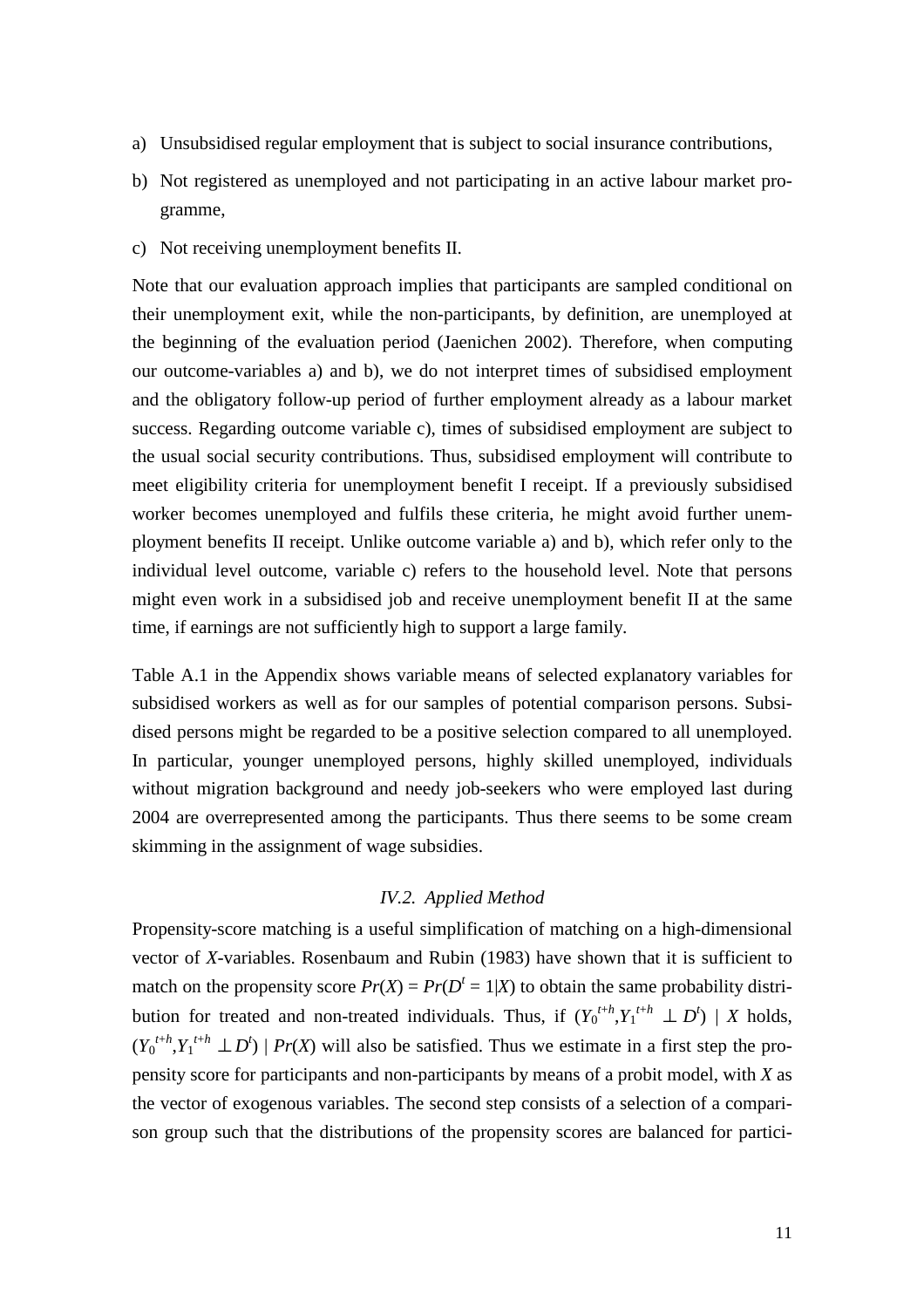a) Unsubsidised regular employment that is subject to social insurance contributions,

b) Not registered as unemployed and not participating in an active labour market programme,

c) Not receiving unemployment benefits II.

Note that our evaluation approach implies that participants are sampled conditional on their unemployment exit, while the non-participants, by definition, are unemployed at the beginning of the evaluation period (Jaenichen 2002). Therefore, when computing our outcome-variables a) and b), we do not interpret times of subsidised employment and the obligatory follow-up period of further employment already as a labour market success. Regarding outcome variable c), times of subsidised employment are subject to the usual social security contributions. Thus, subsidised employment will contribute to meet eligibility criteria for unemployment benefit I receipt. If a previously subsidised worker becomes unemployed and fulfils these criteria, he might avoid further unemployment benefits II receipt. Unlike outcome variable a) and b), which refer only to the individual level outcome, variable c) refers to the household level. Note that persons might even work in a subsidised job and receive unemployment benefit II at the same time, if earnings are not sufficiently high to support a large family.

Table A.1 in the Appendix shows variable means of selected explanatory variables for subsidised workers as well as for our samples of potential comparison persons. Subsidised persons might be regarded to be a positive selection compared to all unemployed. In particular, younger unemployed persons, highly skilled unemployed, individuals without migration background and needy job-seekers who were employed last during 2004 are overrepresented among the participants. Thus there seems to be some cream skimming in the assignment of wage subsidies.

### *IV.2. Applied Method*

Propensity-score matching is a useful simplification of matching on a high-dimensional vector of *X*-variables. Rosenbaum and Rubin (1983) have shown that it is sufficient to match on the propensity score $Pr(X) = Pr(D^t = 1|X)$ to obtain the same probability distribution for treated and non-treated individuals. Thus, if $(Y_0^{t+h}, Y_1^{t+h} \perp D^t) \mid X$ holds, $(Y_0^{t+h}, Y_1^{t+h} \perp D^t) \mid Pr(X)$ will also be satisfied. Thus we estimate in a first step the propensity score for participants and non-participants by means of a probit model, with *X* as the vector of exogenous variables. The second step consists of a selection of a comparison group such that the distributions of the propensity scores are balanced for partici-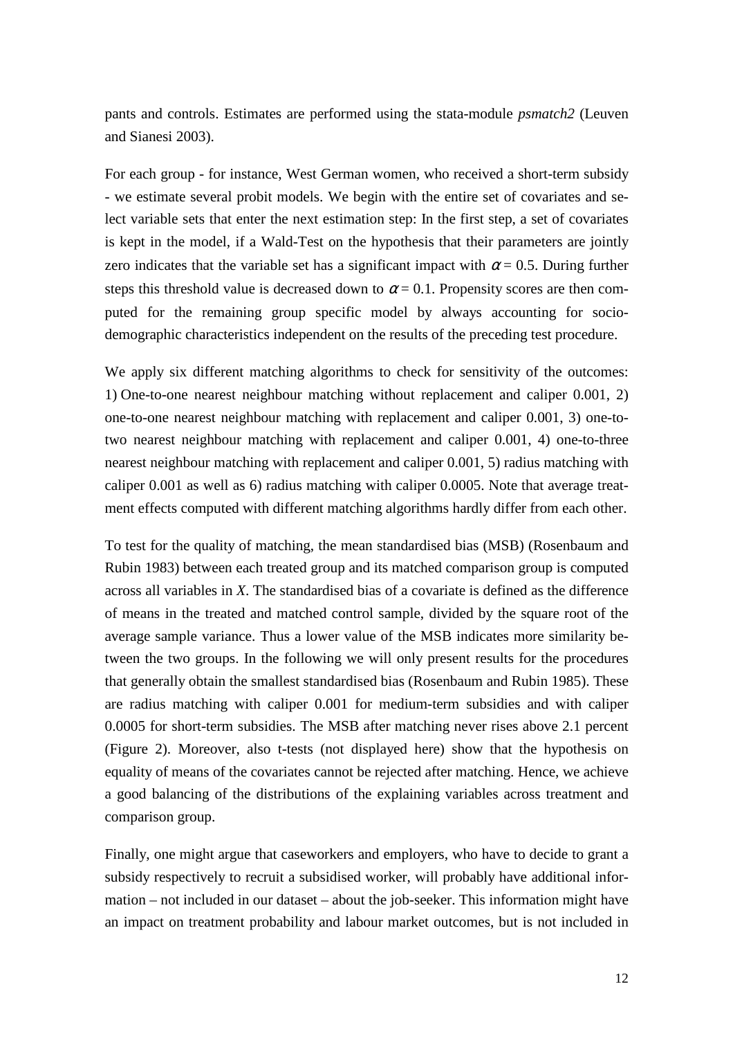pants and controls. Estimates are performed using the stata-module *psmatch2* (Leuven and Sianesi 2003).

For each group - for instance, West German women, who received a short-term subsidy - we estimate several probit models. We begin with the entire set of covariates and select variable sets that enter the next estimation step: In the first step, a set of covariates is kept in the model, if a Wald-Test on the hypothesis that their parameters are jointly zero indicates that the variable set has a significant impact with $\alpha = 0.5$. During further steps this threshold value is decreased down to $\alpha = 0.1$. Propensity scores are then computed for the remaining group specific model by always accounting for socio-demographic characteristics independent on the results of the preceding test procedure.

We apply six different matching algorithms to check for sensitivity of the outcomes: 1) One-to-one nearest neighbour matching without replacement and caliper 0.001, 2) one-to-one nearest neighbour matching with replacement and caliper 0.001, 3) one-to-two nearest neighbour matching with replacement and caliper 0.001, 4) one-to-three nearest neighbour matching with replacement and caliper 0.001, 5) radius matching with caliper 0.001 as well as 6) radius matching with caliper 0.0005. Note that average treatment effects computed with different matching algorithms hardly differ from each other.

To test for the quality of matching, the mean standardised bias (MSB) (Rosenbaum and Rubin 1983) between each treated group and its matched comparison group is computed across all variables in *X*. The standardised bias of a covariate is defined as the difference of means in the treated and matched control sample, divided by the square root of the average sample variance. Thus a lower value of the MSB indicates more similarity between the two groups. In the following we will only present results for the procedures that generally obtain the smallest standardised bias (Rosenbaum and Rubin 1985). These are radius matching with caliper 0.001 for medium-term subsidies and with caliper 0.0005 for short-term subsidies. The MSB after matching never rises above 2.1 percent (Figure 2). Moreover, also t-tests (not displayed here) show that the hypothesis on equality of means of the covariates cannot be rejected after matching. Hence, we achieve a good balancing of the distributions of the explaining variables across treatment and comparison group.

Finally, one might argue that caseworkers and employers, who have to decide to grant a subsidy respectively to recruit a subsidised worker, will probably have additional information – not included in our dataset – about the job-seeker. This information might have an impact on treatment probability and labour market outcomes, but is not included in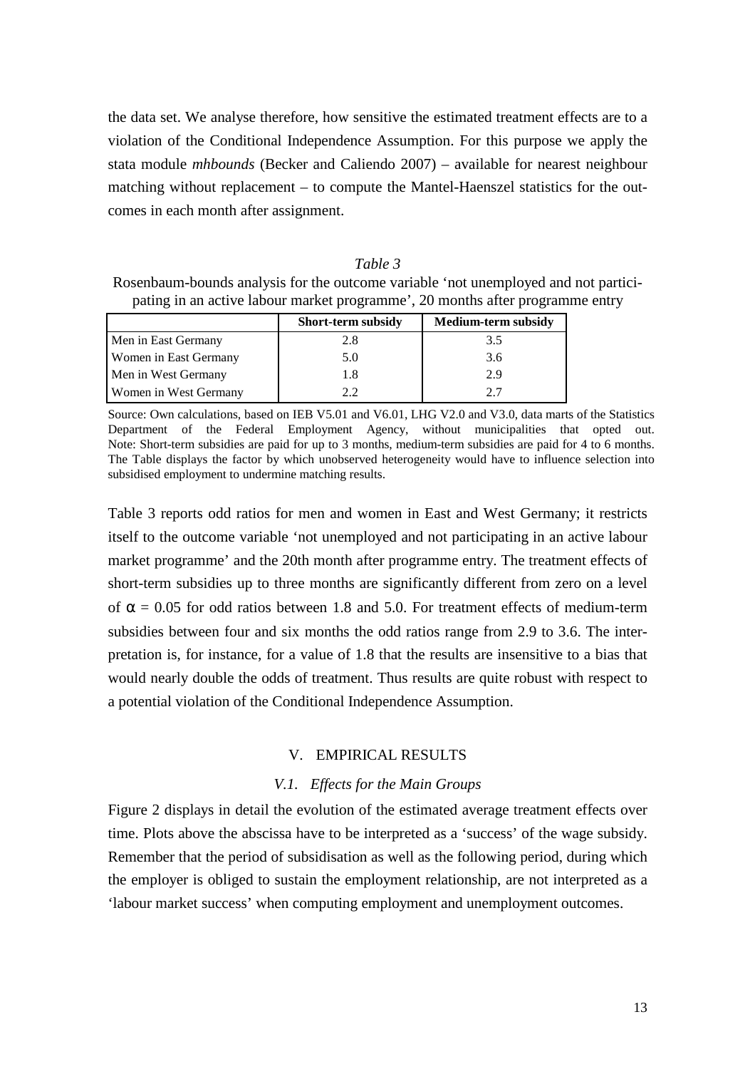the data set. We analyse therefore, how sensitive the estimated treatment effects are to a violation of the Conditional Independence Assumption. For this purpose we apply the stata module *mhbounds* (Becker and Caliendo 2007) – available for nearest neighbour matching without replacement – to compute the Mantel-Haenszel statistics for the outcomes in each month after assignment.

*Table 3*

Rosenbaum-bounds analysis for the outcome variable 'not unemployed and not participating in an active labour market programme', 20 months after programme entry

| | **Short-term subsidy** | **Medium-term subsidy** |
|---|---|---|
| Men in East Germany | 2.8 | 3.5 |
| Women in East Germany | 5.0 | 3.6 |
| Men in West Germany | 1.8 | 2.9 |
| Women in West Germany | 2.2 | 2.7 |

Source: Own calculations, based on IEB V5.01 and V6.01, LHG V2.0 and V3.0, data marts of the Statistics Department of the Federal Employment Agency, without municipalities that opted out. Note: Short-term subsidies are paid for up to 3 months, medium-term subsidies are paid for 4 to 6 months. The Table displays the factor by which unobserved heterogeneity would have to influence selection into subsidised employment to undermine matching results.

Table 3 reports odd ratios for men and women in East and West Germany; it restricts itself to the outcome variable 'not unemployed and not participating in an active labour market programme' and the 20th month after programme entry. The treatment effects of short-term subsidies up to three months are significantly different from zero on a level of $\alpha = 0.05$ for odd ratios between 1.8 and 5.0. For treatment effects of medium-term subsidies between four and six months the odd ratios range from 2.9 to 3.6. The interpretation is, for instance, for a value of 1.8 that the results are insensitive to a bias that would nearly double the odds of treatment. Thus results are quite robust with respect to a potential violation of the Conditional Independence Assumption.

## V. EMPIRICAL RESULTS

### *V.1. Effects for the Main Groups*

Figure 2 displays in detail the evolution of the estimated average treatment effects over time. Plots above the abscissa have to be interpreted as a 'success' of the wage subsidy. Remember that the period of subsidisation as well as the following period, during which the employer is obliged to sustain the employment relationship, are not interpreted as a 'labour market success' when computing employment and unemployment outcomes.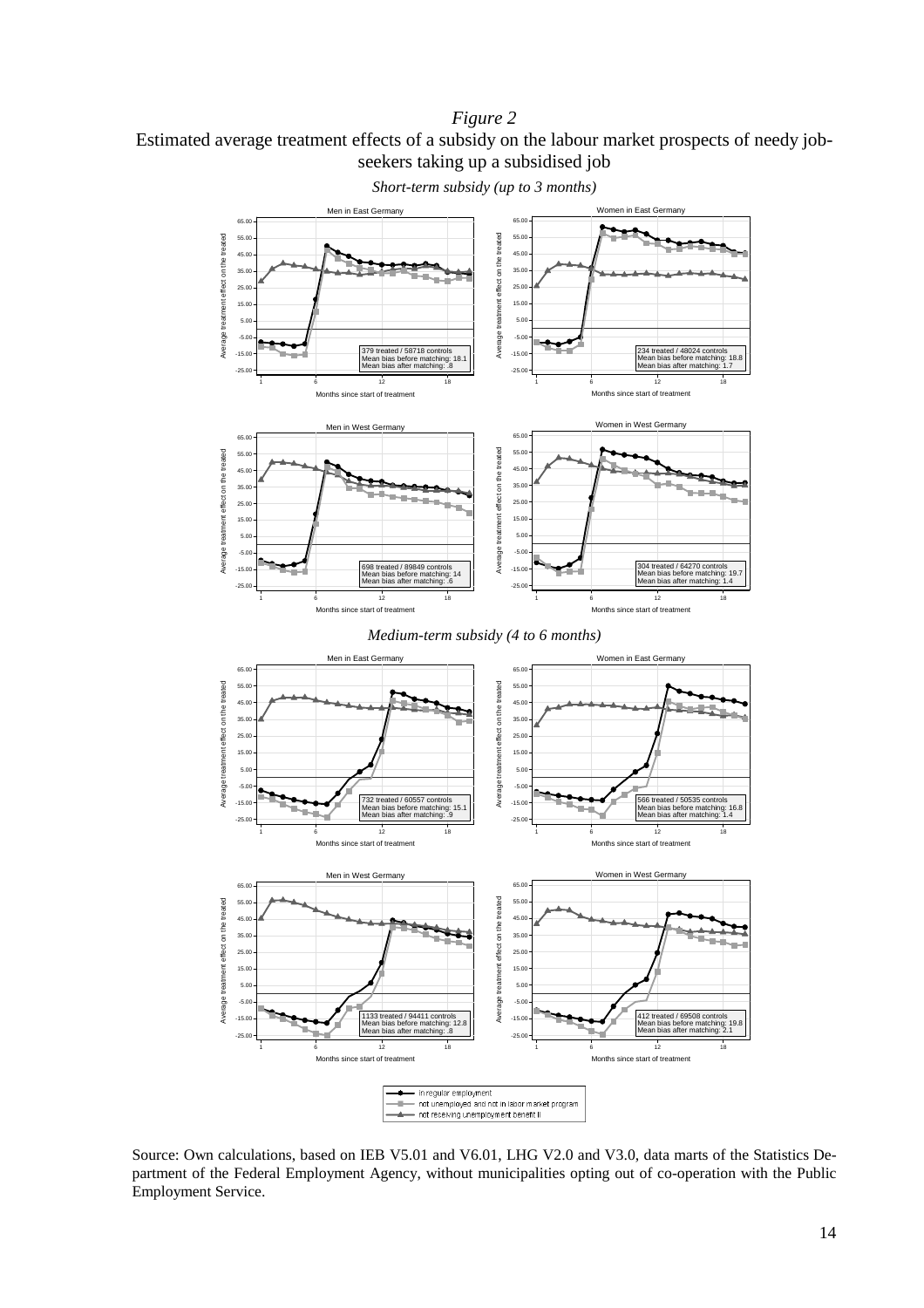*Figure 2*

Estimated average treatment effects of a subsidy on the labour market prospects of needy job-seekers taking up a subsidised job

*Short-term subsidy (up to 3 months)*

Men in East Germany

379 treated / 58718 controls
Mean bias before matching: 18.1
Mean bias after matching: .8

Women in East Germany

234 treated / 48024 controls
Mean bias before matching: 18.8
Mean bias after matching: 1.7

Men in West Germany

698 treated / 89849 controls
Mean bias before matching: 14
Mean bias after matching: .6

Women in West Germany

304 treated / 64270 controls
Mean bias before matching: 19.7
Mean bias after matching: 1.4

*Medium-term subsidy (4 to 6 months)*

Men in East Germany

732 treated / 60557 controls
Mean bias before matching: 15.1
Mean bias after matching: .9

Women in East Germany

566 treated / 50535 controls
Mean bias before matching: 16.8
Mean bias after matching: 1.4

Men in West Germany

1133 treated / 94411 controls
Mean bias before matching: 12.8
Mean bias after matching: .8

Women in West Germany

412 treated / 69508 controls
Mean bias before matching: 19.8
Mean bias after matching: 2.1

Legend: in regular employment; not unemployed and not in labor market program; not receiving unemployment benefit II

Source: Own calculations, based on IEB V5.01 and V6.01, LHG V2.0 and V3.0, data marts of the Statistics Department of the Federal Employment Agency, without municipalities opting out of co-operation with the Public Employment Service.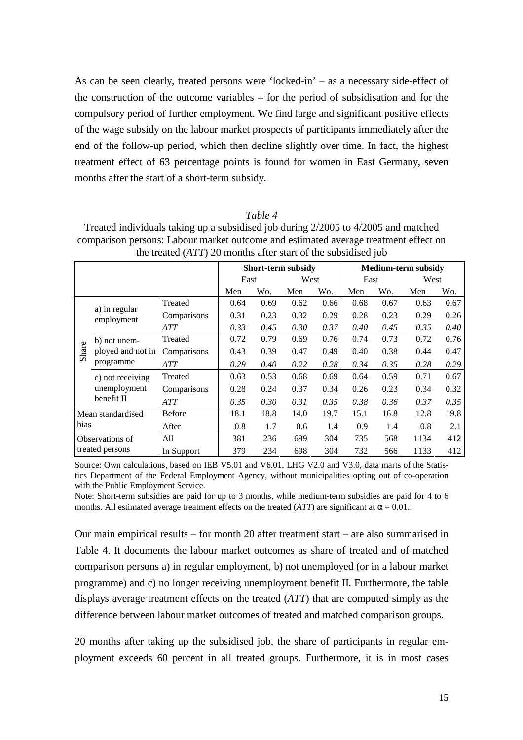As can be seen clearly, treated persons were 'locked-in' – as a necessary side-effect of the construction of the outcome variables – for the period of subsidisation and for the compulsory period of further employment. We find large and significant positive effects of the wage subsidy on the labour market prospects of participants immediately after the end of the follow-up period, which then decline slightly over time. In fact, the highest treatment effect of 63 percentage points is found for women in East Germany, seven months after the start of a short-term subsidy.

*Table 4*

Treated individuals taking up a subsidised job during 2/2005 to 4/2005 and matched comparison persons: Labour market outcome and estimated average treatment effect on the treated (*ATT*) 20 months after start of the subsidised job

| | | | **Short-term subsidy** | | | | **Medium-term subsidy** | | | |
|---|---|---|---|---|---|---|---|---|---|---|
| | | | East | | West | | East | | West | |
| | | | Men | Wo. | Men | Wo. | Men | Wo. | Men | Wo. |
| Share | a) in regular employment | Treated | 0.64 | 0.69 | 0.62 | 0.66 | 0.68 | 0.67 | 0.63 | 0.67 |
| | | Comparisons | 0.31 | 0.23 | 0.32 | 0.29 | 0.28 | 0.23 | 0.29 | 0.26 |
| | | *ATT* | *0.33* | *0.45* | *0.30* | *0.37* | *0.40* | *0.45* | *0.35* | *0.40* |
| | b) not unemployed and not in programme | Treated | 0.72 | 0.79 | 0.69 | 0.76 | 0.74 | 0.73 | 0.72 | 0.76 |
| | | Comparisons | 0.43 | 0.39 | 0.47 | 0.49 | 0.40 | 0.38 | 0.44 | 0.47 |
| | | *ATT* | *0.29* | *0.40* | *0.22* | *0.28* | *0.34* | *0.35* | *0.28* | *0.29* |
| | c) not receiving unemployment benefit II | Treated | 0.63 | 0.53 | 0.68 | 0.69 | 0.64 | 0.59 | 0.71 | 0.67 |
| | | Comparisons | 0.28 | 0.24 | 0.37 | 0.34 | 0.26 | 0.23 | 0.34 | 0.32 |
| | | *ATT* | *0.35* | *0.30* | *0.31* | *0.35* | *0.38* | *0.36* | *0.37* | *0.35* |
| Mean standardised bias | | Before | 18.1 | 18.8 | 14.0 | 19.7 | 15.1 | 16.8 | 12.8 | 19.8 |
| | | After | 0.8 | 1.7 | 0.6 | 1.4 | 0.9 | 1.4 | 0.8 | 2.1 |
| Observations of treated persons | | All | 381 | 236 | 699 | 304 | 735 | 568 | 1134 | 412 |
| | | In Support | 379 | 234 | 698 | 304 | 732 | 566 | 1133 | 412 |

Source: Own calculations, based on IEB V5.01 and V6.01, LHG V2.0 and V3.0, data marts of the Statistics Department of the Federal Employment Agency, without municipalities opting out of co-operation with the Public Employment Service.

Note: Short-term subsidies are paid for up to 3 months, while medium-term subsidies are paid for 4 to 6 months. All estimated average treatment effects on the treated (*ATT*) are significant at $\alpha = 0.01$..

Our main empirical results – for month 20 after treatment start – are also summarised in Table 4. It documents the labour market outcomes as share of treated and of matched comparison persons a) in regular employment, b) not unemployed (or in a labour market programme) and c) no longer receiving unemployment benefit II. Furthermore, the table displays average treatment effects on the treated (*ATT*) that are computed simply as the difference between labour market outcomes of treated and matched comparison groups.

20 months after taking up the subsidised job, the share of participants in regular employment exceeds 60 percent in all treated groups. Furthermore, it is in most cases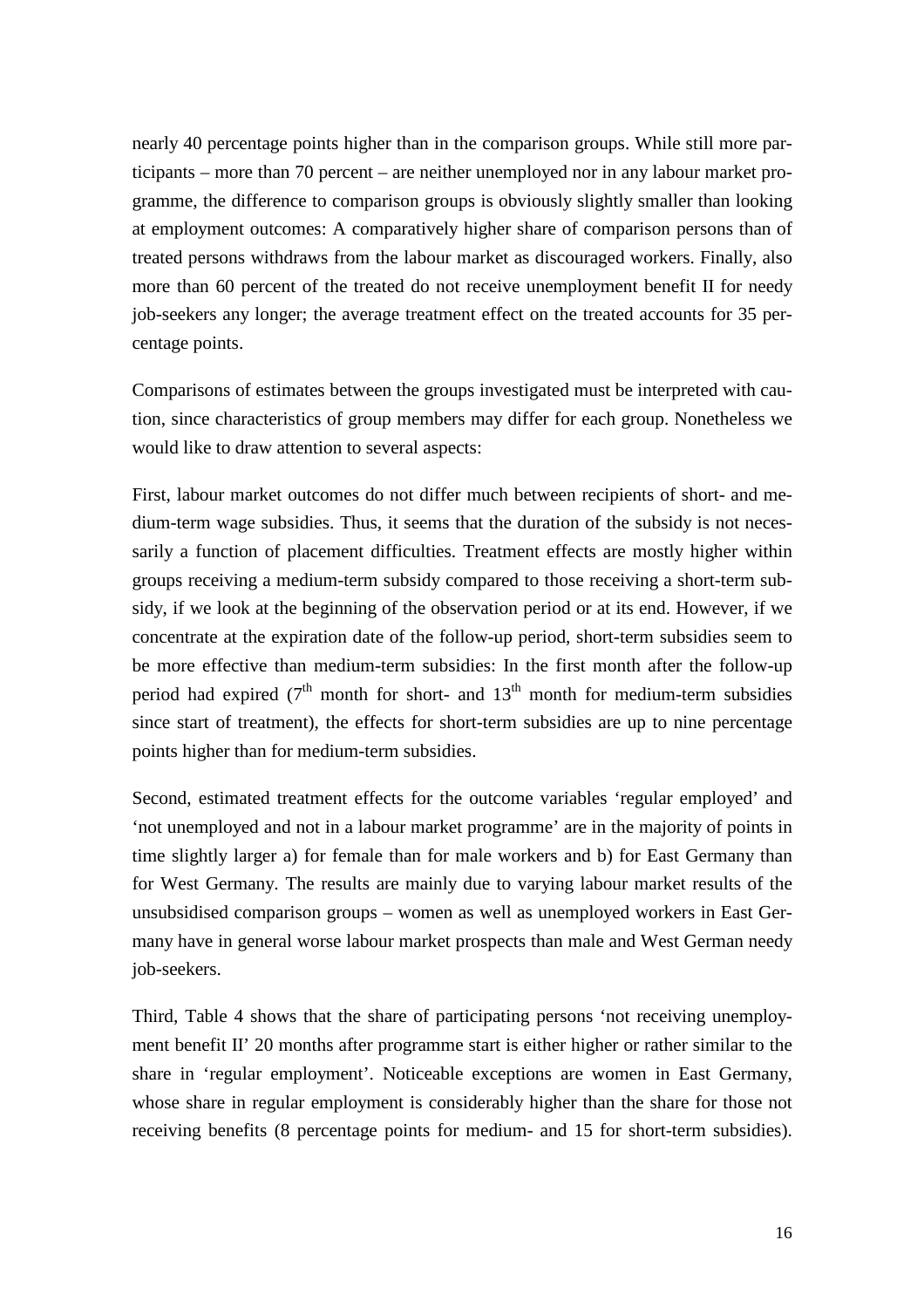nearly 40 percentage points higher than in the comparison groups. While still more participants – more than 70 percent – are neither unemployed nor in any labour market programme, the difference to comparison groups is obviously slightly smaller than looking at employment outcomes: A comparatively higher share of comparison persons than of treated persons withdraws from the labour market as discouraged workers. Finally, also more than 60 percent of the treated do not receive unemployment benefit II for needy job-seekers any longer; the average treatment effect on the treated accounts for 35 percentage points.

Comparisons of estimates between the groups investigated must be interpreted with caution, since characteristics of group members may differ for each group. Nonetheless we would like to draw attention to several aspects:

First, labour market outcomes do not differ much between recipients of short- and medium-term wage subsidies. Thus, it seems that the duration of the subsidy is not necessarily a function of placement difficulties. Treatment effects are mostly higher within groups receiving a medium-term subsidy compared to those receiving a short-term subsidy, if we look at the beginning of the observation period or at its end. However, if we concentrate at the expiration date of the follow-up period, short-term subsidies seem to be more effective than medium-term subsidies: In the first month after the follow-up period had expired (7th month for short- and 13th month for medium-term subsidies since start of treatment), the effects for short-term subsidies are up to nine percentage points higher than for medium-term subsidies.

Second, estimated treatment effects for the outcome variables 'regular employed' and 'not unemployed and not in a labour market programme' are in the majority of points in time slightly larger a) for female than for male workers and b) for East Germany than for West Germany. The results are mainly due to varying labour market results of the unsubsidised comparison groups – women as well as unemployed workers in East Germany have in general worse labour market prospects than male and West German needy job-seekers.

Third, Table 4 shows that the share of participating persons 'not receiving unemployment benefit II' 20 months after programme start is either higher or rather similar to the share in 'regular employment'. Noticeable exceptions are women in East Germany, whose share in regular employment is considerably higher than the share for those not receiving benefits (8 percentage points for medium- and 15 for short-term subsidies).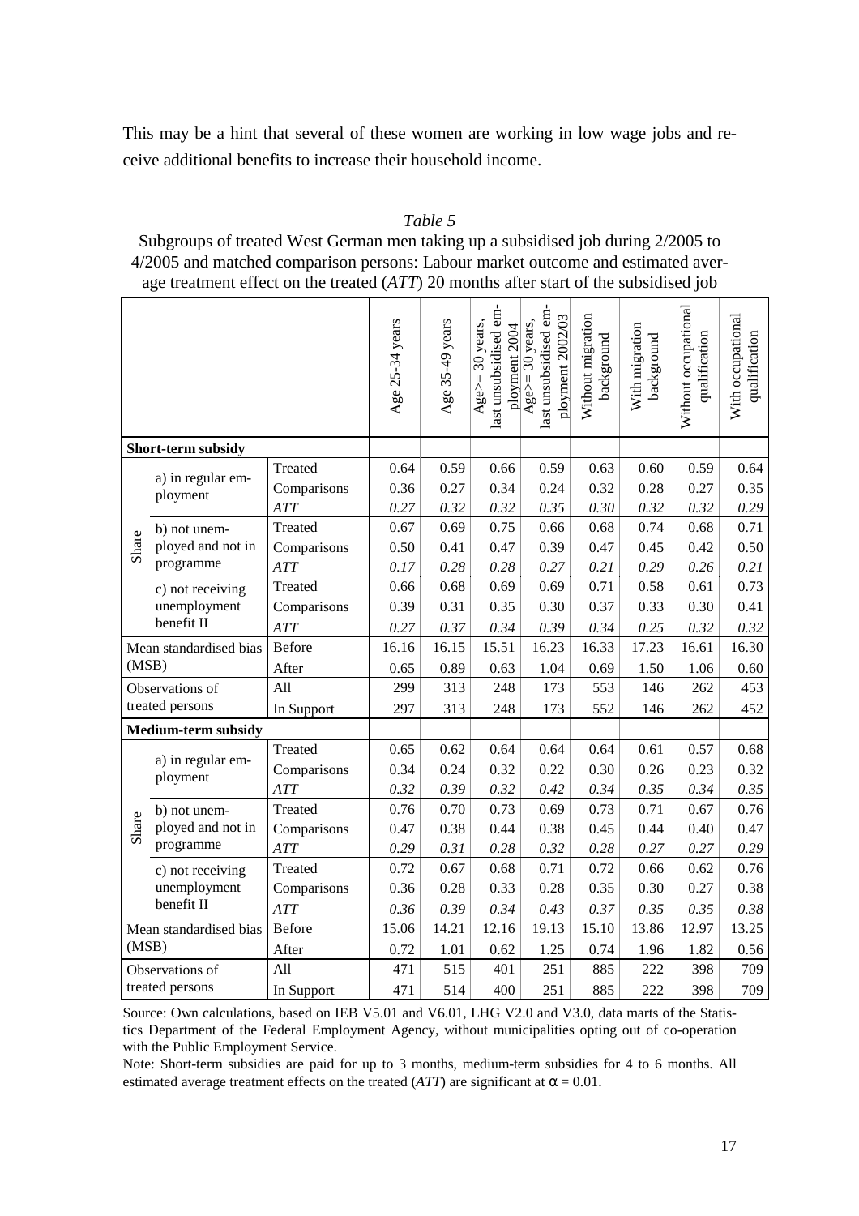This may be a hint that several of these women are working in low wage jobs and receive additional benefits to increase their household income.

*Table 5*
Subgroups of treated West German men taking up a subsidised job during 2/2005 to 4/2005 and matched comparison persons: Labour market outcome and estimated average treatment effect on the treated (*ATT*) 20 months after start of the subsidised job

| | | | Age 25-34 years | Age 35-49 years | Age>= 30 years, last unsubsidised employment 2004 | Age>= 30 years, last unsubsidised employment 2002/03 | Without migration background | With migration background | Without occupational qualification | With occupational qualification |
|---|---|---|---|---|---|---|---|---|---|---|
| **Short-term subsidy** | | | | | | | | | | |
| Share | a) in regular employment | Treated | 0.64 | 0.59 | 0.66 | 0.59 | 0.63 | 0.60 | 0.59 | 0.64 |
| | | Comparisons | 0.36 | 0.27 | 0.34 | 0.24 | 0.32 | 0.28 | 0.27 | 0.35 |
| | | *ATT* | *0.27* | *0.32* | *0.32* | *0.35* | *0.30* | *0.32* | *0.32* | *0.29* |
| | b) not unemployed and not in programme | Treated | 0.67 | 0.69 | 0.75 | 0.66 | 0.68 | 0.74 | 0.68 | 0.71 |
| | | Comparisons | 0.50 | 0.41 | 0.47 | 0.39 | 0.47 | 0.45 | 0.42 | 0.50 |
| | | *ATT* | *0.17* | *0.28* | *0.28* | *0.27* | *0.21* | *0.29* | *0.26* | *0.21* |
| | c) not receiving unemployment benefit II | Treated | 0.66 | 0.68 | 0.69 | 0.69 | 0.71 | 0.58 | 0.61 | 0.73 |
| | | Comparisons | 0.39 | 0.31 | 0.35 | 0.30 | 0.37 | 0.33 | 0.30 | 0.41 |
| | | *ATT* | *0.27* | *0.37* | *0.34* | *0.39* | *0.34* | *0.25* | *0.32* | *0.32* |
| Mean standardised bias (MSB) | | Before | 16.16 | 16.15 | 15.51 | 16.23 | 16.33 | 17.23 | 16.61 | 16.30 |
| | | After | 0.65 | 0.89 | 0.63 | 1.04 | 0.69 | 1.50 | 1.06 | 0.60 |
| Observations of treated persons | | All | 299 | 313 | 248 | 173 | 553 | 146 | 262 | 453 |
| | | In Support | 297 | 313 | 248 | 173 | 552 | 146 | 262 | 452 |
| **Medium-term subsidy** | | | | | | | | | | |
| Share | a) in regular employment | Treated | 0.65 | 0.62 | 0.64 | 0.64 | 0.64 | 0.61 | 0.57 | 0.68 |
| | | Comparisons | 0.34 | 0.24 | 0.32 | 0.22 | 0.30 | 0.26 | 0.23 | 0.32 |
| | | *ATT* | *0.32* | *0.39* | *0.32* | *0.42* | *0.34* | *0.35* | *0.34* | *0.35* |
| | b) not unemployed and not in programme | Treated | 0.76 | 0.70 | 0.73 | 0.69 | 0.73 | 0.71 | 0.67 | 0.76 |
| | | Comparisons | 0.47 | 0.38 | 0.44 | 0.38 | 0.45 | 0.44 | 0.40 | 0.47 |
| | | *ATT* | *0.29* | *0.31* | *0.28* | *0.32* | *0.28* | *0.27* | *0.27* | *0.29* |
| | c) not receiving unemployment benefit II | Treated | 0.72 | 0.67 | 0.68 | 0.71 | 0.72 | 0.66 | 0.62 | 0.76 |
| | | Comparisons | 0.36 | 0.28 | 0.33 | 0.28 | 0.35 | 0.30 | 0.27 | 0.38 |
| | | *ATT* | *0.36* | *0.39* | *0.34* | *0.43* | *0.37* | *0.35* | *0.35* | *0.38* |
| Mean standardised bias (MSB) | | Before | 15.06 | 14.21 | 12.16 | 19.13 | 15.10 | 13.86 | 12.97 | 13.25 |
| | | After | 0.72 | 1.01 | 0.62 | 1.25 | 0.74 | 1.96 | 1.82 | 0.56 |
| Observations of treated persons | | All | 471 | 515 | 401 | 251 | 885 | 222 | 398 | 709 |
| | | In Support | 471 | 514 | 400 | 251 | 885 | 222 | 398 | 709 |

Source: Own calculations, based on IEB V5.01 and V6.01, LHG V2.0 and V3.0, data marts of the Statistics Department of the Federal Employment Agency, without municipalities opting out of co-operation with the Public Employment Service.

Note: Short-term subsidies are paid for up to 3 months, medium-term subsidies for 4 to 6 months. All estimated average treatment effects on the treated (*ATT*) are significant at $\alpha = 0.01$.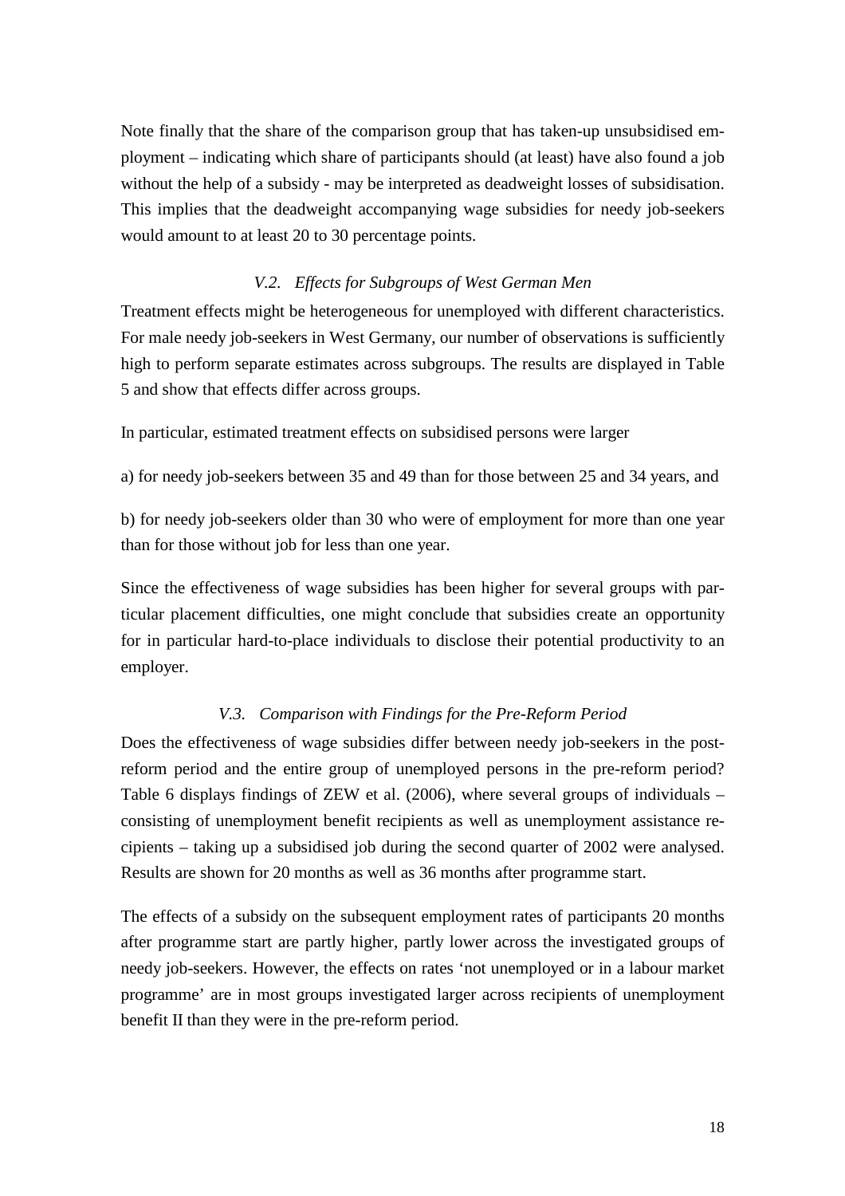Note finally that the share of the comparison group that has taken-up unsubsidised employment – indicating which share of participants should (at least) have also found a job without the help of a subsidy - may be interpreted as deadweight losses of subsidisation. This implies that the deadweight accompanying wage subsidies for needy job-seekers would amount to at least 20 to 30 percentage points.

### *V.2. Effects for Subgroups of West German Men*

Treatment effects might be heterogeneous for unemployed with different characteristics. For male needy job-seekers in West Germany, our number of observations is sufficiently high to perform separate estimates across subgroups. The results are displayed in Table 5 and show that effects differ across groups.

In particular, estimated treatment effects on subsidised persons were larger

a) for needy job-seekers between 35 and 49 than for those between 25 and 34 years, and

b) for needy job-seekers older than 30 who were of employment for more than one year than for those without job for less than one year.

Since the effectiveness of wage subsidies has been higher for several groups with particular placement difficulties, one might conclude that subsidies create an opportunity for in particular hard-to-place individuals to disclose their potential productivity to an employer.

### *V.3. Comparison with Findings for the Pre-Reform Period*

Does the effectiveness of wage subsidies differ between needy job-seekers in the post-reform period and the entire group of unemployed persons in the pre-reform period? Table 6 displays findings of ZEW et al. (2006), where several groups of individuals – consisting of unemployment benefit recipients as well as unemployment assistance recipients – taking up a subsidised job during the second quarter of 2002 were analysed. Results are shown for 20 months as well as 36 months after programme start.

The effects of a subsidy on the subsequent employment rates of participants 20 months after programme start are partly higher, partly lower across the investigated groups of needy job-seekers. However, the effects on rates 'not unemployed or in a labour market programme' are in most groups investigated larger across recipients of unemployment benefit II than they were in the pre-reform period.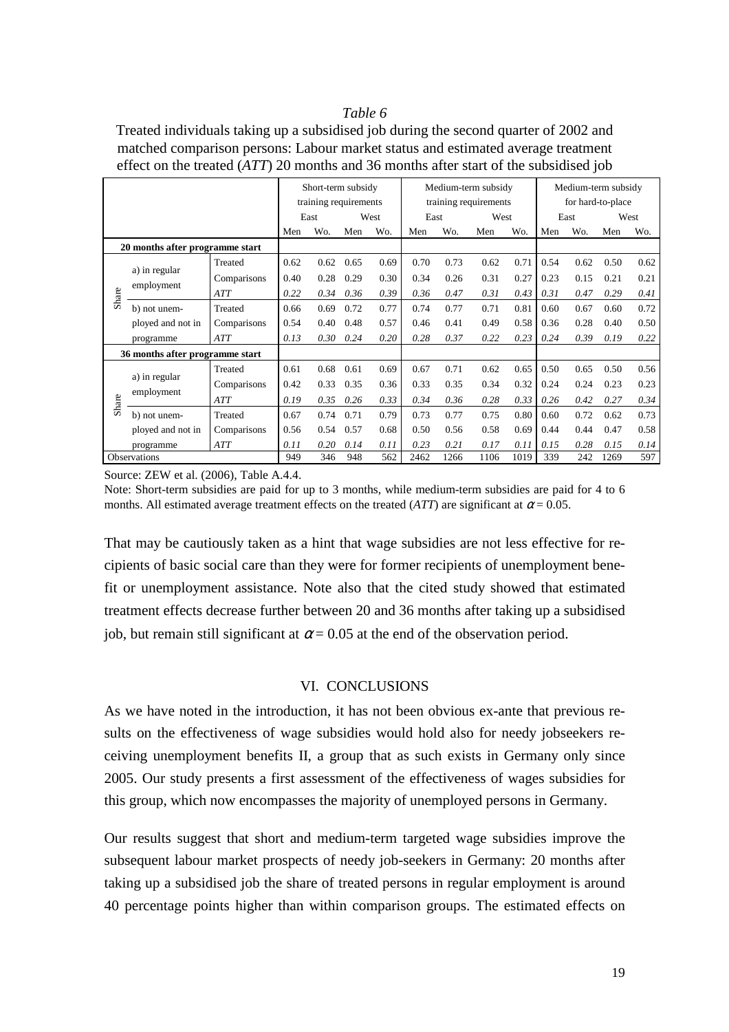*Table 6*

Treated individuals taking up a subsidised job during the second quarter of 2002 and matched comparison persons: Labour market status and estimated average treatment effect on the treated (*ATT*) 20 months and 36 months after start of the subsidised job

| | | | Short-term subsidy training requirements | | | | Medium-term subsidy training requirements | | | | Medium-term subsidy for hard-to-place | | | |
|---|---|---|---|---|---|---|---|---|---|---|---|---|---|---|
| | | | East | | West | | East | | West | | East | | West | |
| | | | Men | Wo. | Men | Wo. | Men | Wo. | Men | Wo. | Men | Wo. | Men | Wo. |
| **20 months after programme start** | | | | | | | | | | | | | | |
| Share | a) in regular employment | Treated | 0.62 | 0.62 | 0.65 | 0.69 | 0.70 | 0.73 | 0.62 | 0.71 | 0.54 | 0.62 | 0.50 | 0.62 |
| | | Comparisons | 0.40 | 0.28 | 0.29 | 0.30 | 0.34 | 0.26 | 0.31 | 0.27 | 0.23 | 0.15 | 0.21 | 0.21 |
| | | *ATT* | *0.22* | *0.34* | *0.36* | *0.39* | *0.36* | *0.47* | *0.31* | *0.43* | *0.31* | *0.47* | *0.29* | *0.41* |
| | b) not unemployed and not in programme | Treated | 0.66 | 0.69 | 0.72 | 0.77 | 0.74 | 0.77 | 0.71 | 0.81 | 0.60 | 0.67 | 0.60 | 0.72 |
| | | Comparisons | 0.54 | 0.40 | 0.48 | 0.57 | 0.46 | 0.41 | 0.49 | 0.58 | 0.36 | 0.28 | 0.40 | 0.50 |
| | | *ATT* | *0.13* | *0.30* | *0.24* | *0.20* | *0.28* | *0.37* | *0.22* | *0.23* | *0.24* | *0.39* | *0.19* | *0.22* |
| **36 months after programme start** | | | | | | | | | | | | | | |
| Share | a) in regular employment | Treated | 0.61 | 0.68 | 0.61 | 0.69 | 0.67 | 0.71 | 0.62 | 0.65 | 0.50 | 0.65 | 0.50 | 0.56 |
| | | Comparisons | 0.42 | 0.33 | 0.35 | 0.36 | 0.33 | 0.35 | 0.34 | 0.32 | 0.24 | 0.24 | 0.23 | 0.23 |
| | | *ATT* | *0.19* | *0.35* | *0.26* | *0.33* | *0.34* | *0.36* | *0.28* | *0.33* | *0.26* | *0.42* | *0.27* | *0.34* |
| | b) not unemployed and not in programme | Treated | 0.67 | 0.74 | 0.71 | 0.79 | 0.73 | 0.77 | 0.75 | 0.80 | 0.60 | 0.72 | 0.62 | 0.73 |
| | | Comparisons | 0.56 | 0.54 | 0.57 | 0.68 | 0.50 | 0.56 | 0.58 | 0.69 | 0.44 | 0.44 | 0.47 | 0.58 |
| | | *ATT* | *0.11* | *0.20* | *0.14* | *0.11* | *0.23* | *0.21* | *0.17* | *0.11* | *0.15* | *0.28* | *0.15* | *0.14* |
| Observations | | | 949 | 346 | 948 | 562 | 2462 | 1266 | 1106 | 1019 | 339 | 242 | 1269 | 597 |

Source: ZEW et al. (2006), Table A.4.4.

Note: Short-term subsidies are paid for up to 3 months, while medium-term subsidies are paid for 4 to 6 months. All estimated average treatment effects on the treated (*ATT*) are significant at $\alpha = 0.05$.

That may be cautiously taken as a hint that wage subsidies are not less effective for recipients of basic social care than they were for former recipients of unemployment benefit or unemployment assistance. Note also that the cited study showed that estimated treatment effects decrease further between 20 and 36 months after taking up a subsidised job, but remain still significant at $\alpha = 0.05$ at the end of the observation period.

## VI. CONCLUSIONS

As we have noted in the introduction, it has not been obvious ex-ante that previous results on the effectiveness of wage subsidies would hold also for needy jobseekers receiving unemployment benefits II, a group that as such exists in Germany only since 2005. Our study presents a first assessment of the effectiveness of wages subsidies for this group, which now encompasses the majority of unemployed persons in Germany.

Our results suggest that short and medium-term targeted wage subsidies improve the subsequent labour market prospects of needy job-seekers in Germany: 20 months after taking up a subsidised job the share of treated persons in regular employment is around 40 percentage points higher than within comparison groups. The estimated effects on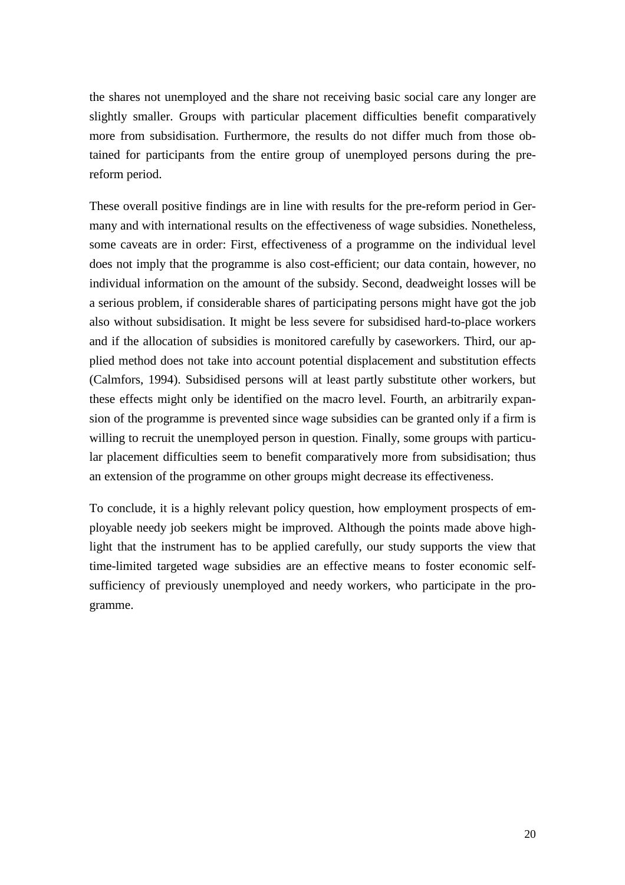the shares not unemployed and the share not receiving basic social care any longer are slightly smaller. Groups with particular placement difficulties benefit comparatively more from subsidisation. Furthermore, the results do not differ much from those obtained for participants from the entire group of unemployed persons during the pre-reform period.

These overall positive findings are in line with results for the pre-reform period in Germany and with international results on the effectiveness of wage subsidies. Nonetheless, some caveats are in order: First, effectiveness of a programme on the individual level does not imply that the programme is also cost-efficient; our data contain, however, no individual information on the amount of the subsidy. Second, deadweight losses will be a serious problem, if considerable shares of participating persons might have got the job also without subsidisation. It might be less severe for subsidised hard-to-place workers and if the allocation of subsidies is monitored carefully by caseworkers. Third, our applied method does not take into account potential displacement and substitution effects (Calmfors, 1994). Subsidised persons will at least partly substitute other workers, but these effects might only be identified on the macro level. Fourth, an arbitrarily expansion of the programme is prevented since wage subsidies can be granted only if a firm is willing to recruit the unemployed person in question. Finally, some groups with particular placement difficulties seem to benefit comparatively more from subsidisation; thus an extension of the programme on other groups might decrease its effectiveness.

To conclude, it is a highly relevant policy question, how employment prospects of employable needy job seekers might be improved. Although the points made above highlight that the instrument has to be applied carefully, our study supports the view that time-limited targeted wage subsidies are an effective means to foster economic self-sufficiency of previously unemployed and needy workers, who participate in the programme.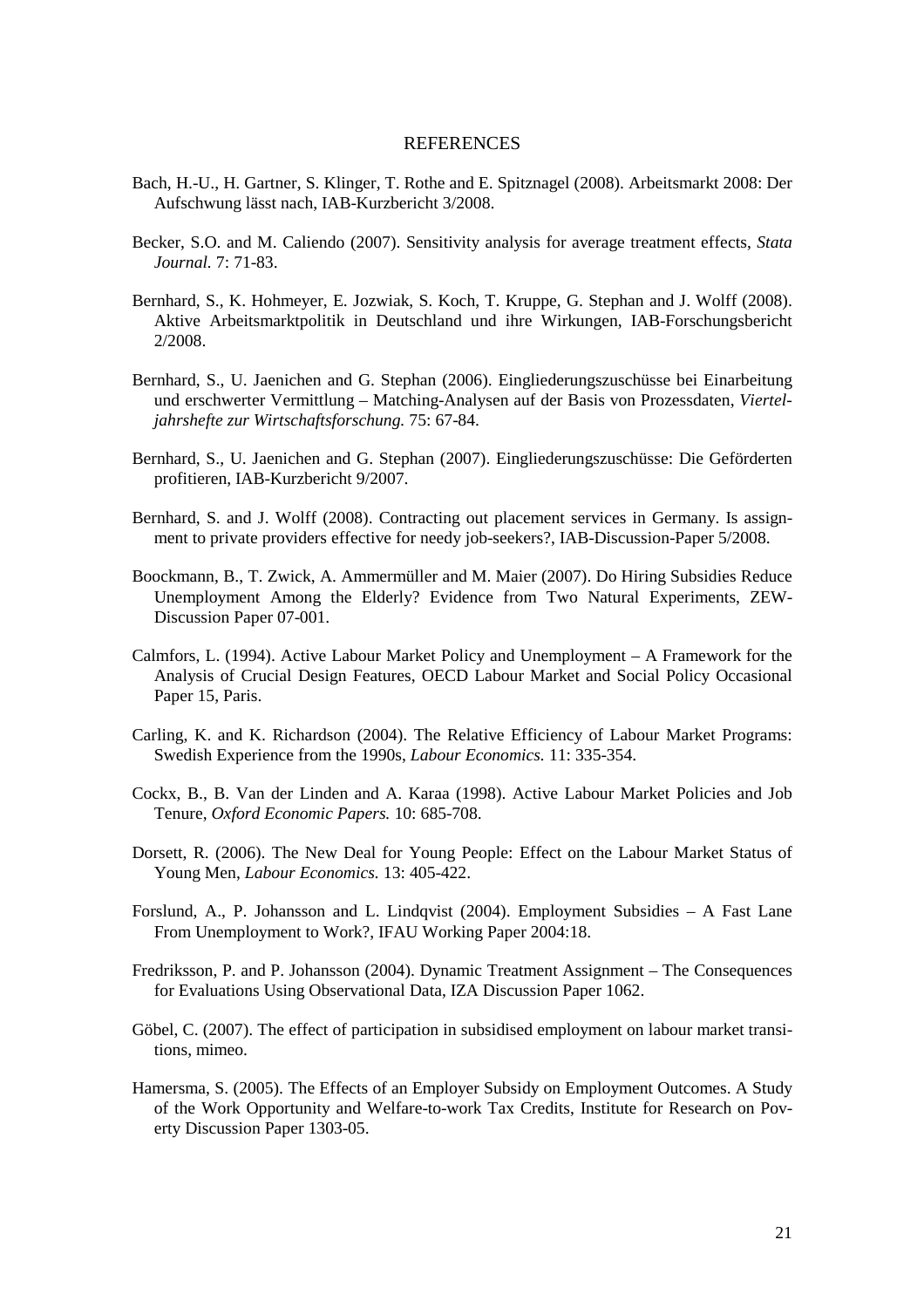# REFERENCES

Bach, H.-U., H. Gartner, S. Klinger, T. Rothe and E. Spitznagel (2008). Arbeitsmarkt 2008: Der Aufschwung lässt nach, IAB-Kurzbericht 3/2008.

Becker, S.O. and M. Caliendo (2007). Sensitivity analysis for average treatment effects, *Stata Journal.* 7: 71-83.

Bernhard, S., K. Hohmeyer, E. Jozwiak, S. Koch, T. Kruppe, G. Stephan and J. Wolff (2008). Aktive Arbeitsmarktpolitik in Deutschland und ihre Wirkungen, IAB-Forschungsbericht 2/2008.

Bernhard, S., U. Jaenichen and G. Stephan (2006). Eingliederungszuschüsse bei Einarbeitung und erschwerter Vermittlung – Matching-Analysen auf der Basis von Prozessdaten, *Vierteljahrshefte zur Wirtschaftsforschung.* 75: 67-84.

Bernhard, S., U. Jaenichen and G. Stephan (2007). Eingliederungszuschüsse: Die Geförderten profitieren, IAB-Kurzbericht 9/2007.

Bernhard, S. and J. Wolff (2008). Contracting out placement services in Germany. Is assignment to private providers effective for needy job-seekers?, IAB-Discussion-Paper 5/2008.

Boockmann, B., T. Zwick, A. Ammermüller and M. Maier (2007). Do Hiring Subsidies Reduce Unemployment Among the Elderly? Evidence from Two Natural Experiments, ZEW-Discussion Paper 07-001.

Calmfors, L. (1994). Active Labour Market Policy and Unemployment – A Framework for the Analysis of Crucial Design Features, OECD Labour Market and Social Policy Occasional Paper 15, Paris.

Carling, K. and K. Richardson (2004). The Relative Efficiency of Labour Market Programs: Swedish Experience from the 1990s, *Labour Economics.* 11: 335-354.

Cockx, B., B. Van der Linden and A. Karaa (1998). Active Labour Market Policies and Job Tenure, *Oxford Economic Papers.* 10: 685-708.

Dorsett, R. (2006). The New Deal for Young People: Effect on the Labour Market Status of Young Men, *Labour Economics.* 13: 405-422.

Forslund, A., P. Johansson and L. Lindqvist (2004). Employment Subsidies – A Fast Lane From Unemployment to Work?, IFAU Working Paper 2004:18.

Fredriksson, P. and P. Johansson (2004). Dynamic Treatment Assignment – The Consequences for Evaluations Using Observational Data, IZA Discussion Paper 1062.

Göbel, C. (2007). The effect of participation in subsidised employment on labour market transitions, mimeo.

Hamersma, S. (2005). The Effects of an Employer Subsidy on Employment Outcomes. A Study of the Work Opportunity and Welfare-to-work Tax Credits, Institute for Research on Poverty Discussion Paper 1303-05.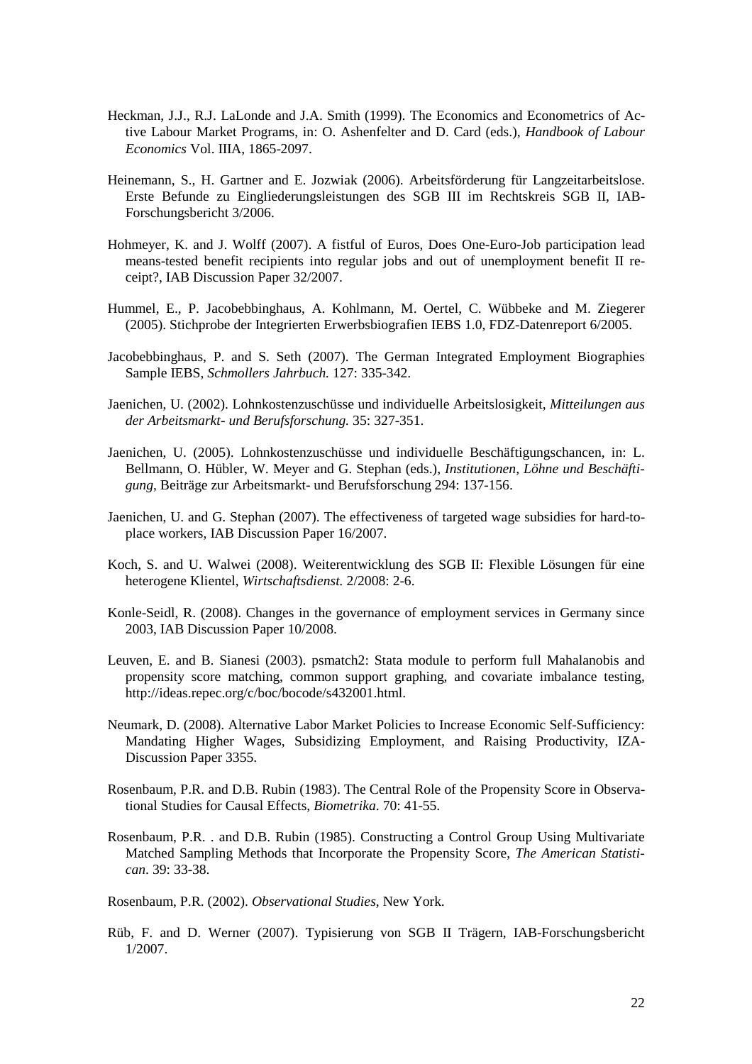Heckman, J.J., R.J. LaLonde and J.A. Smith (1999). The Economics and Econometrics of Active Labour Market Programs, in: O. Ashenfelter and D. Card (eds.), *Handbook of Labour Economics* Vol. IIIA, 1865-2097.

Heinemann, S., H. Gartner and E. Jozwiak (2006). Arbeitsförderung für Langzeitarbeitslose. Erste Befunde zu Eingliederungsleistungen des SGB III im Rechtskreis SGB II, IAB-Forschungsbericht 3/2006.

Hohmeyer, K. and J. Wolff (2007). A fistful of Euros, Does One-Euro-Job participation lead means-tested benefit recipients into regular jobs and out of unemployment benefit II receipt?, IAB Discussion Paper 32/2007.

Hummel, E., P. Jacobebbinghaus, A. Kohlmann, M. Oertel, C. Wübbeke and M. Ziegerer (2005). Stichprobe der Integrierten Erwerbsbiografien IEBS 1.0, FDZ-Datenreport 6/2005.

Jacobebbinghaus, P. and S. Seth (2007). The German Integrated Employment Biographies Sample IEBS, *Schmollers Jahrbuch.* 127: 335-342.

Jaenichen, U. (2002). Lohnkostenzuschüsse und individuelle Arbeitslosigkeit, *Mitteilungen aus der Arbeitsmarkt- und Berufsforschung.* 35: 327-351.

Jaenichen, U. (2005). Lohnkostenzuschüsse und individuelle Beschäftigungschancen, in: L. Bellmann, O. Hübler, W. Meyer and G. Stephan (eds.), *Institutionen, Löhne und Beschäftigung*, Beiträge zur Arbeitsmarkt- und Berufsforschung 294: 137-156.

Jaenichen, U. and G. Stephan (2007). The effectiveness of targeted wage subsidies for hard-to-place workers, IAB Discussion Paper 16/2007.

Koch, S. and U. Walwei (2008). Weiterentwicklung des SGB II: Flexible Lösungen für eine heterogene Klientel, *Wirtschaftsdienst.* 2/2008: 2-6.

Konle-Seidl, R. (2008). Changes in the governance of employment services in Germany since 2003, IAB Discussion Paper 10/2008.

Leuven, E. and B. Sianesi (2003). psmatch2: Stata module to perform full Mahalanobis and propensity score matching, common support graphing, and covariate imbalance testing, http://ideas.repec.org/c/boc/bocode/s432001.html.

Neumark, D. (2008). Alternative Labor Market Policies to Increase Economic Self-Sufficiency: Mandating Higher Wages, Subsidizing Employment, and Raising Productivity, IZA-Discussion Paper 3355.

Rosenbaum, P.R. and D.B. Rubin (1983). The Central Role of the Propensity Score in Observational Studies for Causal Effects, *Biometrika.* 70: 41-55.

Rosenbaum, P.R. . and D.B. Rubin (1985). Constructing a Control Group Using Multivariate Matched Sampling Methods that Incorporate the Propensity Score, *The American Statistican.* 39: 33-38.

Rosenbaum, P.R. (2002). *Observational Studies*, New York.

Rüb, F. and D. Werner (2007). Typisierung von SGB II Trägern, IAB-Forschungsbericht 1/2007.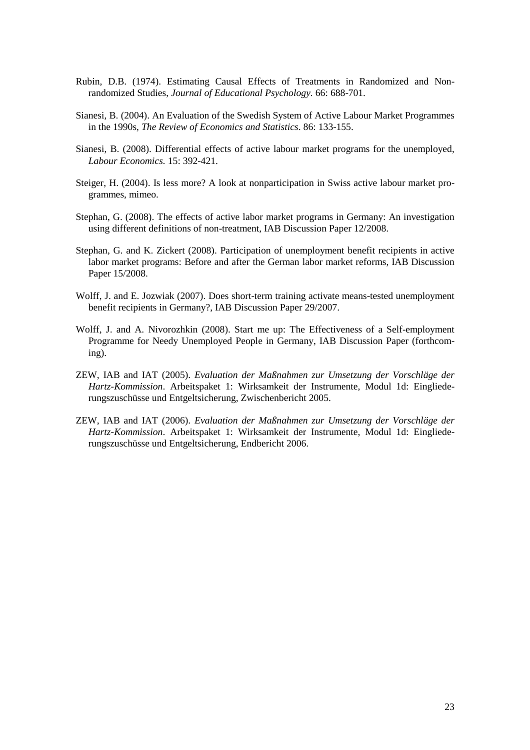Rubin, D.B. (1974). Estimating Causal Effects of Treatments in Randomized and Non-randomized Studies, *Journal of Educational Psychology*. 66: 688-701.

Sianesi, B. (2004). An Evaluation of the Swedish System of Active Labour Market Programmes in the 1990s, *The Review of Economics and Statistics*. 86: 133-155.

Sianesi, B. (2008). Differential effects of active labour market programs for the unemployed, *Labour Economics.* 15: 392-421.

Steiger, H. (2004). Is less more? A look at nonparticipation in Swiss active labour market programmes, mimeo.

Stephan, G. (2008). The effects of active labor market programs in Germany: An investigation using different definitions of non-treatment, IAB Discussion Paper 12/2008.

Stephan, G. and K. Zickert (2008). Participation of unemployment benefit recipients in active labor market programs: Before and after the German labor market reforms, IAB Discussion Paper 15/2008.

Wolff, J. and E. Jozwiak (2007). Does short-term training activate means-tested unemployment benefit recipients in Germany?, IAB Discussion Paper 29/2007.

Wolff, J. and A. Nivorozhkin (2008). Start me up: The Effectiveness of a Self-employment Programme for Needy Unemployed People in Germany, IAB Discussion Paper (forthcoming).

ZEW, IAB and IAT (2005). *Evaluation der Maßnahmen zur Umsetzung der Vorschläge der Hartz-Kommission*. Arbeitspaket 1: Wirksamkeit der Instrumente, Modul 1d: Eingliederungszuschüsse und Entgeltsicherung, Zwischenbericht 2005.

ZEW, IAB and IAT (2006). *Evaluation der Maßnahmen zur Umsetzung der Vorschläge der Hartz-Kommission*. Arbeitspaket 1: Wirksamkeit der Instrumente, Modul 1d: Eingliederungszuschüsse und Entgeltsicherung, Endbericht 2006.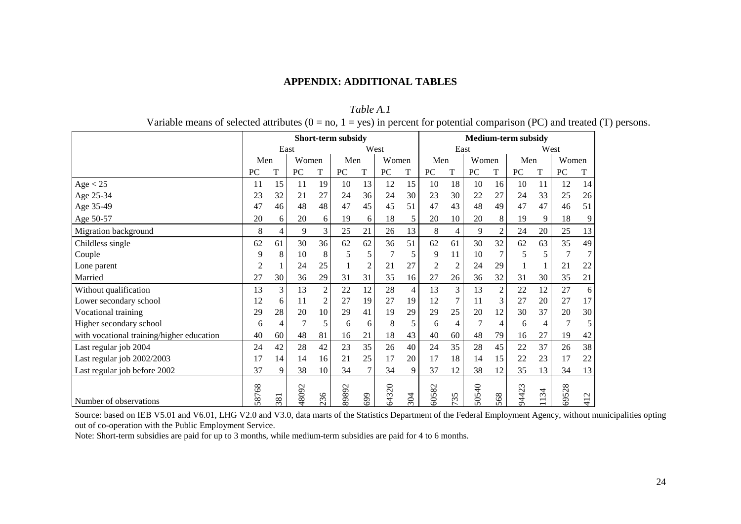## APPENDIX: ADDITIONAL TABLES

*Table A.1*

Variable means of selected attributes (0 = no, 1 = yes) in percent for potential comparison (PC) and treated (T) persons.

| | Short-term subsidy | | | | | | | | Medium-term subsidy | | | | | | | |
|---|---|---|---|---|---|---|---|---|---|---|---|---|---|---|---|---|
| | East | | | | West | | | | East | | | | West | | | |
| | Men | | Women | | Men | | Women | | Men | | Women | | Men | | Women | |
| | PC | T | PC | T | PC | T | PC | T | PC | T | PC | T | PC | T | PC | T |
| Age < 25 | 11 | 15 | 11 | 19 | 10 | 13 | 12 | 15 | 10 | 18 | 10 | 16 | 10 | 11 | 12 | 14 |
| Age 25-34 | 23 | 32 | 21 | 27 | 24 | 36 | 24 | 30 | 23 | 30 | 22 | 27 | 24 | 33 | 25 | 26 |
| Age 35-49 | 47 | 46 | 48 | 48 | 47 | 45 | 45 | 51 | 47 | 43 | 48 | 49 | 47 | 47 | 46 | 51 |
| Age 50-57 | 20 | 6 | 20 | 6 | 19 | 6 | 18 | 5 | 20 | 10 | 20 | 8 | 19 | 9 | 18 | 9 |
| Migration background | 8 | 4 | 9 | 3 | 25 | 21 | 26 | 13 | 8 | 4 | 9 | 2 | 24 | 20 | 25 | 13 |
| Childless single | 62 | 61 | 30 | 36 | 62 | 62 | 36 | 51 | 62 | 61 | 30 | 32 | 62 | 63 | 35 | 49 |
| Couple | 9 | 8 | 10 | 8 | 5 | 5 | 7 | 5 | 9 | 11 | 10 | 7 | 5 | 5 | 7 | 7 |
| Lone parent | 2 | 1 | 24 | 25 | 1 | 2 | 21 | 27 | 2 | 2 | 24 | 29 | 1 | 1 | 21 | 22 |
| Married | 27 | 30 | 36 | 29 | 31 | 31 | 35 | 16 | 27 | 26 | 36 | 32 | 31 | 30 | 35 | 21 |
| Without qualification | 13 | 3 | 13 | 2 | 22 | 12 | 28 | 4 | 13 | 3 | 13 | 2 | 22 | 12 | 27 | 6 |
| Lower secondary school | 12 | 6 | 11 | 2 | 27 | 19 | 27 | 19 | 12 | 7 | 11 | 3 | 27 | 20 | 27 | 17 |
| Vocational training | 29 | 28 | 20 | 10 | 29 | 41 | 19 | 29 | 29 | 25 | 20 | 12 | 30 | 37 | 20 | 30 |
| Higher secondary school | 6 | 4 | 7 | 5 | 6 | 6 | 8 | 5 | 6 | 4 | 7 | 4 | 6 | 4 | 7 | 5 |
| with vocational training/higher education | 40 | 60 | 48 | 81 | 16 | 21 | 18 | 43 | 40 | 60 | 48 | 79 | 16 | 27 | 19 | 42 |
| Last regular job 2004 | 24 | 42 | 28 | 42 | 23 | 35 | 26 | 40 | 24 | 35 | 28 | 45 | 22 | 37 | 26 | 38 |
| Last regular job 2002/2003 | 17 | 14 | 14 | 16 | 21 | 25 | 17 | 20 | 17 | 18 | 14 | 15 | 22 | 23 | 17 | 22 |
| Last regular job before 2002 | 37 | 9 | 38 | 10 | 34 | 7 | 34 | 9 | 37 | 12 | 38 | 12 | 35 | 13 | 34 | 13 |
| Number of observations | 58768 | 381 | 48092 | 236 | 89892 | 699 | 64320 | 304 | 60582 | 735 | 50540 | 568 | 94423 | 1134 | 69528 | 412 |

Source: based on IEB V5.01 and V6.01, LHG V2.0 and V3.0, data marts of the Statistics Department of the Federal Employment Agency, without municipalities opting out of co-operation with the Public Employment Service.

Note: Short-term subsidies are paid for up to 3 months, while medium-term subsidies are paid for 4 to 6 months.